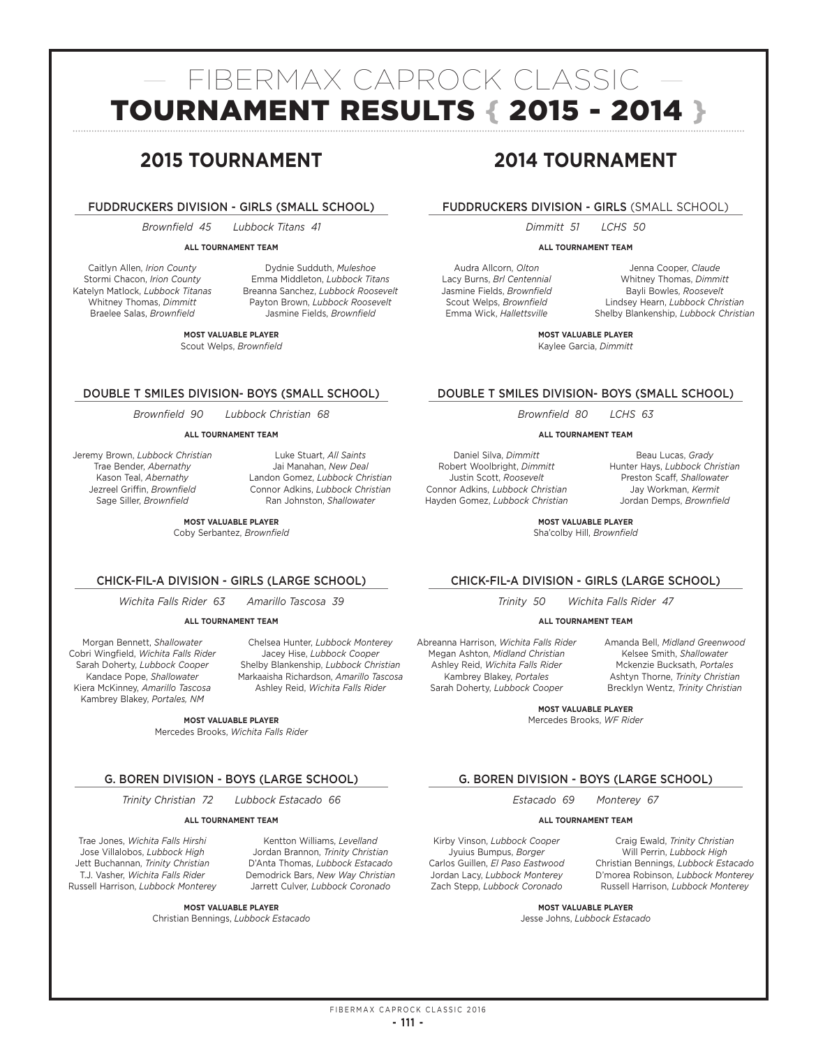# — FIBERMAX CAPROCK CLASSIC —
# TOURNAMENT RESULTS { 2015 - 2014 }

## 2015 TOURNAMENT

### FUDDRUCKERS DIVISION - GIRLS (SMALL SCHOOL)

*Brownfield 45* *Lubbock Titans 41*

**ALL TOURNAMENT TEAM**

Caitlyn Allen, *Irion County*
Stormi Chacon, *Irion County*
Katelyn Matlock, *Lubbock Titanas*
Whitney Thomas, *Dimmitt*
Braelee Salas, *Brownfield*
Dydnie Sudduth, *Muleshoe*
Emma Middleton, *Lubbock Titans*
Breanna Sanchez, *Lubbock Roosevelt*
Payton Brown, *Lubbock Roosevelt*
Jasmine Fields, *Brownfield*

**MOST VALUABLE PLAYER**
Scout Welps, *Brownfield*

### DOUBLE T SMILES DIVISION- BOYS (SMALL SCHOOL)

*Brownfield 90* *Lubbock Christian 68*

**ALL TOURNAMENT TEAM**

Jeremy Brown, *Lubbock Christian*
Trae Bender, *Abernathy*
Kason Teal, *Abernathy*
Jezreel Griffin, *Brownfield*
Sage Siller, *Brownfield*
Luke Stuart, *All Saints*
Jai Manahan, *New Deal*
Landon Gomez, *Lubbock Christian*
Connor Adkins, *Lubbock Christian*
Ran Johnston, *Shallowater*

**MOST VALUABLE PLAYER**
Coby Serbantez, *Brownfield*

### CHICK-FIL-A DIVISION - GIRLS (LARGE SCHOOL)

*Wichita Falls Rider 63* *Amarillo Tascosa 39*

**ALL TOURNAMENT TEAM**

Morgan Bennett, *Shallowater*
Cobri Wingfield, *Wichita Falls Rider*
Sarah Doherty, *Lubbock Cooper*
Kandace Pope, *Shallowater*
Kiera McKinney, *Amarillo Tascosa*
Kambrey Blakey, *Portales, NM*
Chelsea Hunter, *Lubbock Monterey*
Jacey Hise, *Lubbock Cooper*
Shelby Blankenship, *Lubbock Christian*
Markaaisha Richardson, *Amarillo Tascosa*
Ashley Reid, *Wichita Falls Rider*

**MOST VALUABLE PLAYER**
Mercedes Brooks, *Wichita Falls Rider*

### G. BOREN DIVISION - BOYS (LARGE SCHOOL)

*Trinity Christian 72* *Lubbock Estacado 66*

**ALL TOURNAMENT TEAM**

Trae Jones, *Wichita Falls Hirshi*
Jose Villalobos, *Lubbock High*
Jett Buchannan, *Trinity Christian*
T.J. Vasher, *Wichita Falls Rider*
Russell Harrison, *Lubbock Monterey*
Kentton Williams, *Levelland*
Jordan Brannon, *Trinity Christian*
D'Anta Thomas, *Lubbock Estacado*
Demodrick Bars, *New Way Christian*
Jarrett Culver, *Lubbock Coronado*

**MOST VALUABLE PLAYER**
Christian Bennings, *Lubbock Estacado*

## 2014 TOURNAMENT

### FUDDRUCKERS DIVISION - GIRLS (SMALL SCHOOL)

*Dimmitt 51* *LCHS 50*

**ALL TOURNAMENT TEAM**

Audra Allcorn, *Olton*
Lacy Burns, *Brl Centennial*
Jasmine Fields, *Brownfield*
Scout Welps, *Brownfield*
Emma Wick, *Hallettsville*
Jenna Cooper, *Claude*
Whitney Thomas, *Dimmitt*
Bayli Bowles, *Roosevelt*
Lindsey Hearn, *Lubbock Christian*
Shelby Blankenship, *Lubbock Christian*

**MOST VALUABLE PLAYER**
Kaylee Garcia, *Dimmitt*

### DOUBLE T SMILES DIVISION- BOYS (SMALL SCHOOL)

*Brownfield 80* *LCHS 63*

**ALL TOURNAMENT TEAM**

Daniel Silva, *Dimmitt*
Robert Woolbright, *Dimmitt*
Justin Scott, *Roosevelt*
Connor Adkins, *Lubbock Christian*
Hayden Gomez, *Lubbock Christian*
Beau Lucas, *Grady*
Hunter Hays, *Lubbock Christian*
Preston Scaff, *Shallowater*
Jay Workman, *Kermit*
Jordan Demps, *Brownfield*

**MOST VALUABLE PLAYER**
Sha'colby Hill, *Brownfield*

### CHICK-FIL-A DIVISION - GIRLS (LARGE SCHOOL)

*Trinity 50* *Wichita Falls Rider 47*

**ALL TOURNAMENT TEAM**

Abreanna Harrison, *Wichita Falls Rider*
Megan Ashton, *Midland Christian*
Ashley Reid, *Wichita Falls Rider*
Kambrey Blakey, *Portales*
Sarah Doherty, *Lubbock Cooper*
Amanda Bell, *Midland Greenwood*
Kelsee Smith, *Shallowater*
Mckenzie Bucksath, *Portales*
Ashtyn Thorne, *Trinity Christian*
Brecklyn Wentz, *Trinity Christian*

**MOST VALUABLE PLAYER**
Mercedes Brooks, *WF Rider*

### G. BOREN DIVISION - BOYS (LARGE SCHOOL)

*Estacado 69* *Monterey 67*

**ALL TOURNAMENT TEAM**

Kirby Vinson, *Lubbock Cooper*
Jyuius Bumpus, *Borger*
Carlos Guillen, *El Paso Eastwood*
Jordan Lacy, *Lubbock Monterey*
Zach Stepp, *Lubbock Coronado*
Craig Ewald, *Trinity Christian*
Will Perrin, *Lubbock High*
Christian Bennings, *Lubbock Estacado*
D'morea Robinson, *Lubbock Monterey*
Russell Harrison, *Lubbock Monterey*

**MOST VALUABLE PLAYER**
Jesse Johns, *Lubbock Estacado*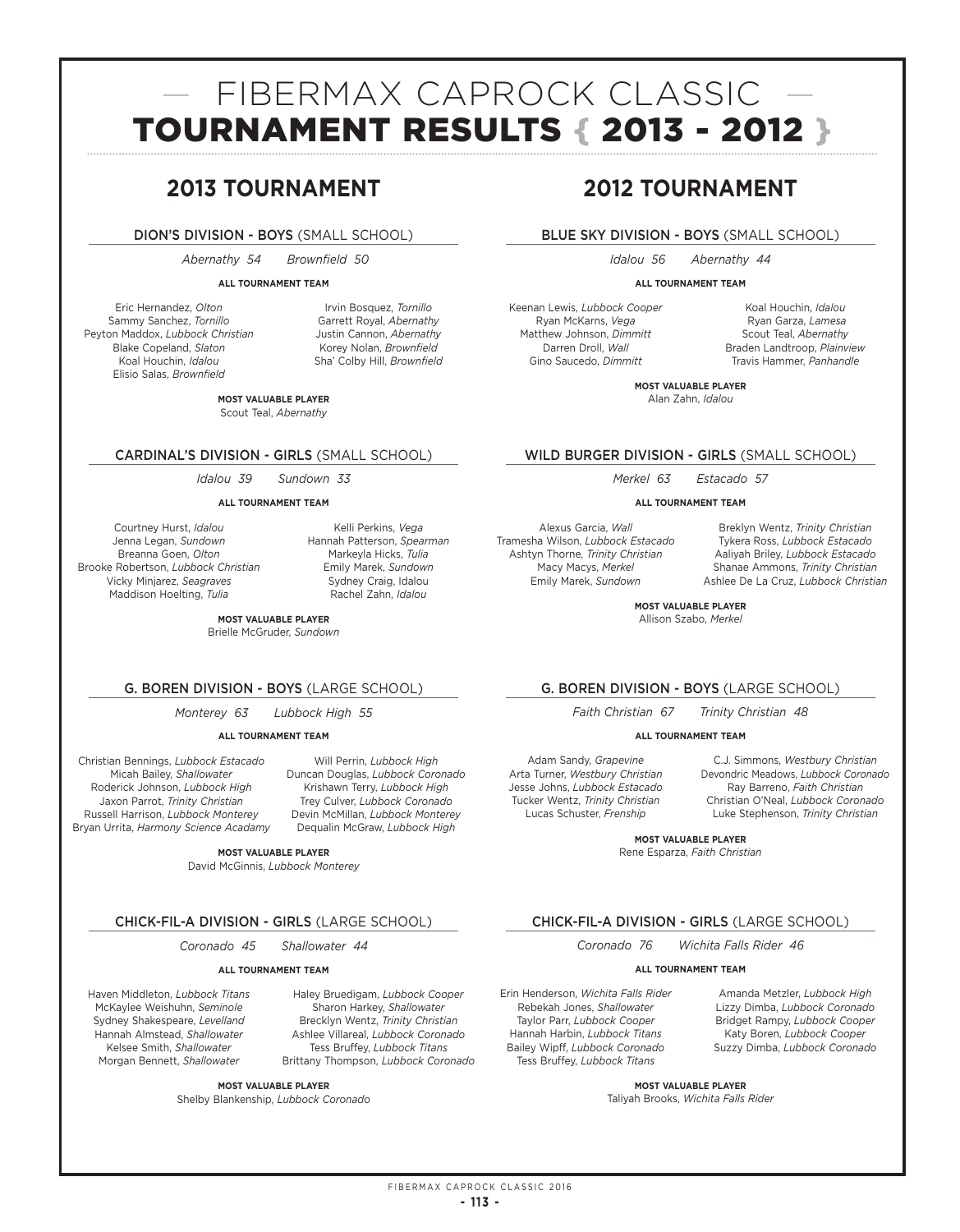# FIBERMAX CAPROCK CLASSIC
# TOURNAMENT RESULTS { 2013 - 2012 }

## 2013 TOURNAMENT

### DION'S DIVISION - BOYS (SMALL SCHOOL)

*Abernathy 54 Brownfield 50*

**ALL TOURNAMENT TEAM**

Eric Hernandez, *Olton*
Sammy Sanchez, *Tornillo*
Peyton Maddox, *Lubbock Christian*
Blake Copeland, *Slaton*
Koal Houchin, *Idalou*
Elisio Salas, *Brownfield*
Irvin Bosquez, *Tornillo*
Garrett Royal, *Abernathy*
Justin Cannon, *Abernathy*
Korey Nolan, *Brownfield*
Sha' Colby Hill, *Brownfield*

**MOST VALUABLE PLAYER**
Scout Teal, *Abernathy*

### CARDINAL'S DIVISION - GIRLS (SMALL SCHOOL)

*Idalou 39 Sundown 33*

**ALL TOURNAMENT TEAM**

Courtney Hurst, *Idalou*
Jenna Legan, *Sundown*
Breanna Goen, *Olton*
Brooke Robertson, *Lubbock Christian*
Vicky Minjarez, *Seagraves*
Maddison Hoelting, *Tulia*
Kelli Perkins, *Vega*
Hannah Patterson, *Spearman*
Markeyla Hicks, *Tulia*
Emily Marek, *Sundown*
Sydney Craig, Idalou
Rachel Zahn, *Idalou*

**MOST VALUABLE PLAYER**
Brielle McGruder, *Sundown*

### G. BOREN DIVISION - BOYS (LARGE SCHOOL)

*Monterey 63 Lubbock High 55*

**ALL TOURNAMENT TEAM**

Christian Bennings, *Lubbock Estacado*
Micah Bailey, *Shallowater*
Roderick Johnson, *Lubbock High*
Jaxon Parrot, *Trinity Christian*
Russell Harrison, *Lubbock Monterey*
Bryan Urrita, *Harmony Science Acadamy*
Will Perrin, *Lubbock High*
Duncan Douglas, *Lubbock Coronado*
Krishawn Terry, *Lubbock High*
Trey Culver, *Lubbock Coronado*
Devin McMillan, *Lubbock Monterey*
Dequalin McGraw, *Lubbock High*

**MOST VALUABLE PLAYER**
David McGinnis, *Lubbock Monterey*

### CHICK-FIL-A DIVISION - GIRLS (LARGE SCHOOL)

*Coronado 45 Shallowater 44*

**ALL TOURNAMENT TEAM**

Haven Middleton, *Lubbock Titans*
McKaylee Weishuhn, *Seminole*
Sydney Shakespeare, *Levelland*
Hannah Almstead, *Shallowater*
Kelsee Smith, *Shallowater*
Morgan Bennett, *Shallowater*
Haley Bruedigam, *Lubbock Cooper*
Sharon Harkey, *Shallowater*
Brecklyn Wentz, *Trinity Christian*
Ashlee Villareal, *Lubbock Coronado*
Tess Bruffey, *Lubbock Titans*
Brittany Thompson, *Lubbock Coronado*

**MOST VALUABLE PLAYER**
Shelby Blankenship, *Lubbock Coronado*

## 2012 TOURNAMENT

### BLUE SKY DIVISION - BOYS (SMALL SCHOOL)

*Idalou 56 Abernathy 44*

**ALL TOURNAMENT TEAM**

Keenan Lewis, *Lubbock Cooper*
Ryan McKarns, *Vega*
Matthew Johnson, *Dimmitt*
Darren Droll, *Wall*
Gino Saucedo, *Dimmitt*
Koal Houchin, *Idalou*
Ryan Garza, *Lamesa*
Scout Teal, *Abernathy*
Braden Landtroop, *Plainview*
Travis Hammer, *Panhandle*

**MOST VALUABLE PLAYER**
Alan Zahn, *Idalou*

### WILD BURGER DIVISION - GIRLS (SMALL SCHOOL)

*Merkel 63 Estacado 57*

**ALL TOURNAMENT TEAM**

Alexus Garcia, *Wall*
Tramesha Wilson, *Lubbock Estacado*
Ashtyn Thorne, *Trinity Christian*
Macy Macys, *Merkel*
Emily Marek, *Sundown*
Breklyn Wentz, *Trinity Christian*
Tykera Ross, *Lubbock Estacado*
Aaliyah Briley, *Lubbock Estacado*
Shanae Ammons, *Trinity Christian*
Ashlee De La Cruz, *Lubbock Christian*

**MOST VALUABLE PLAYER**
Allison Szabo, *Merkel*

### G. BOREN DIVISION - BOYS (LARGE SCHOOL)

*Faith Christian 67 Trinity Christian 48*

**ALL TOURNAMENT TEAM**

Adam Sandy, *Grapevine*
Arta Turner, *Westbury Christian*
Jesse Johns, *Lubbock Estacado*
Tucker Wentz, *Trinity Christian*
Lucas Schuster, *Frenship*
C.J. Simmons, *Westbury Christian*
Devondric Meadows, *Lubbock Coronado*
Ray Barreno, *Faith Christian*
Christian O'Neal, *Lubbock Coronado*
Luke Stephenson, *Trinity Christian*

**MOST VALUABLE PLAYER**
Rene Esparza, *Faith Christian*

### CHICK-FIL-A DIVISION - GIRLS (LARGE SCHOOL)

*Coronado 76 Wichita Falls Rider 46*

**ALL TOURNAMENT TEAM**

Erin Henderson, *Wichita Falls Rider*
Rebekah Jones, *Shallowater*
Taylor Parr, *Lubbock Cooper*
Hannah Harbin, *Lubbock Titans*
Bailey Wipff, *Lubbock Coronado*
Tess Bruffey, *Lubbock Titans*
Amanda Metzler, *Lubbock High*
Lizzy Dimba, *Lubbock Coronado*
Bridget Rampy, *Lubbock Cooper*
Katy Boren, *Lubbock Cooper*
Suzzy Dimba, *Lubbock Coronado*

**MOST VALUABLE PLAYER**
Taliyah Brooks, *Wichita Falls Rider*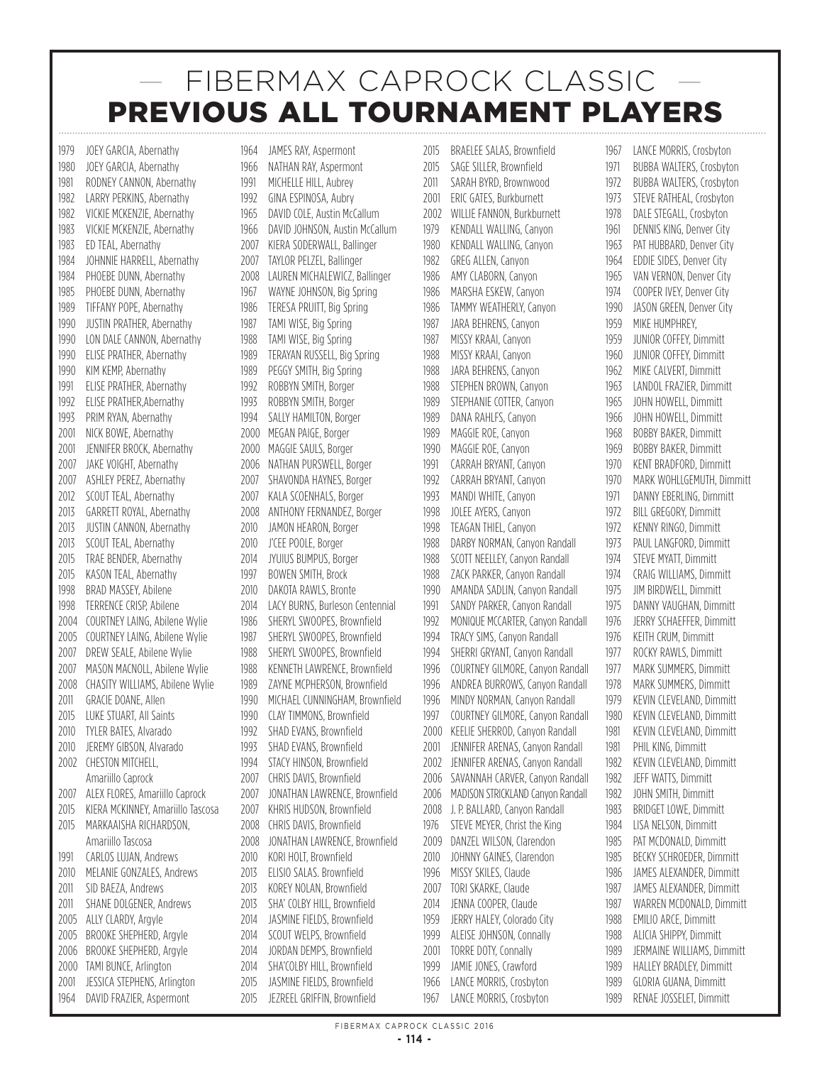# — FIBERMAX CAPROCK CLASSIC —

## PREVIOUS ALL TOURNAMENT PLAYERS

1979 JOEY GARCIA, Abernathy
1980 JOEY GARCIA, Abernathy
1981 RODNEY CANNON, Abernathy
1982 LARRY PERKINS, Abernathy
1982 VICKIE MCKENZIE, Abernathy
1983 VICKIE MCKENZIE, Abernathy
1983 ED TEAL, Abernathy
1984 JOHNNIE HARRELL, Abernathy
1984 PHOEBE DUNN, Abernathy
1985 PHOEBE DUNN, Abernathy
1989 TIFFANY POPE, Abernathy
1990 JUSTIN PRATHER, Abernathy
1990 LON DALE CANNON, Abernathy
1990 ELISE PRATHER, Abernathy
1990 KIM KEMP, Abernathy
1991 ELISE PRATHER, Abernathy
1992 ELISE PRATHER,Abernathy
1993 PRIM RYAN, Abernathy
2001 NICK BOWE, Abernathy
2001 JENNIFER BROCK, Abernathy
2007 JAKE VOIGHT, Abernathy
2007 ASHLEY PEREZ, Abernathy
2012 SCOUT TEAL, Abernathy
2013 GARRETT ROYAL, Abernathy
2013 JUSTIN CANNON, Abernathy
2013 SCOUT TEAL, Abernathy
2015 TRAE BENDER, Abernathy
2015 KASON TEAL, Abernathy
1998 BRAD MASSEY, Abilene
1998 TERRENCE CRISP, Abilene
2004 COURTNEY LAING, Abilene Wylie
2005 COURTNEY LAING, Abilene Wylie
2007 DREW SEALE, Abilene Wylie
2007 MASON MACNOLL, Abilene Wylie
2008 CHASITY WILLIAMS, Abilene Wylie
2011 GRACIE DOANE, Allen
2015 LUKE STUART, All Saints
2010 TYLER BATES, Alvarado
2010 JEREMY GIBSON, Alvarado
2002 CHESTON MITCHELL, Amariillo Caprock
2007 ALEX FLORES, Amariillo Caprock
2015 KIERA MCKINNEY, Amariillo Tascosa
2015 MARKAAISHA RICHARDSON, Amariillo Tascosa
1991 CARLOS LUJAN, Andrews
2010 MELANIE GONZALES, Andrews
2011 SID BAEZA, Andrews
2011 SHANE DOLGENER, Andrews
2005 ALLY CLARDY, Argyle
2005 BROOKE SHEPHERD, Argyle
2006 BROOKE SHEPHERD, Argyle
2000 TAMI BUNCE, Arlington
2001 JESSICA STEPHENS, Arlington
1964 DAVID FRAZIER, Aspermont
1964 JAMES RAY, Aspermont
1966 NATHAN RAY, Aspermont
1991 MICHELLE HILL, Aubrey
1992 GINA ESPINOSA, Aubry
1965 DAVID COLE, Austin McCallum
1966 DAVID JOHNSON, Austin McCallum
2007 KIERA SODERWALL, Ballinger
2007 TAYLOR PELZEL, Ballinger
2008 LAUREN MICHALEWICZ, Ballinger
1967 WAYNE JOHNSON, Big Spring
1986 TERESA PRUITT, Big Spring
1987 TAMI WISE, Big Spring
1988 TAMI WISE, Big Spring
1989 TERAYAN RUSSELL, Big Spring
1989 PEGGY SMITH, Big Spring
1992 ROBBYN SMITH, Borger
1993 ROBBYN SMITH, Borger
1994 SALLY HAMILTON, Borger
2000 MEGAN PAIGE, Borger
2000 MAGGIE SAULS, Borger
2006 NATHAN PURSWELL, Borger
2007 SHAVONDA HAYNES, Borger
2007 KALA SCOENHALS, Borger
2008 ANTHONY FERNANDEZ, Borger
2010 JAMON HEARON, Borger
2010 J'CEE POOLE, Borger
2014 JYUIUS BUMPUS, Borger
1997 BOWEN SMITH, Brock
2010 DAKOTA RAWLS, Bronte
2014 LACY BURNS, Burleson Centennial
1986 SHERYL SWOOPES, Brownfield
1987 SHERYL SWOOPES, Brownfield
1988 SHERYL SWOOPES, Brownfield
1988 KENNETH LAWRENCE, Brownfield
1989 ZAYNE MCPHERSON, Brownfield
1990 MICHAEL CUNNINGHAM, Brownfield
1990 CLAY TIMMONS, Brownfield
1992 SHAD EVANS, Brownfield
1993 SHAD EVANS, Brownfield
1994 STACY HINSON, Brownfield
2007 CHRIS DAVIS, Brownfield
2007 JONATHAN LAWRENCE, Brownfield
2007 KHRIS HUDSON, Brownfield
2008 CHRIS DAVIS, Brownfield
2008 JONATHAN LAWRENCE, Brownfield
2010 KORI HOLT, Brownfield
2013 ELISIO SALAS. Brownfield
2013 KOREY NOLAN, Brownfield
2013 SHA' COLBY HILL, Brownfield
2014 JASMINE FIELDS, Brownfield
2014 SCOUT WELPS, Brownfield
2014 JORDAN DEMPS, Brownfield
2014 SHA'COLBY HILL, Brownfield
2015 JASMINE FIELDS, Brownfield
2015 JEZREEL GRIFFIN, Brownfield
2015 BRAELEE SALAS, Brownfield
2015 SAGE SILLER, Brownfield
2011 SARAH BYRD, Brownwood
2001 ERIC GATES, Burkburnett
2002 WILLIE FANNON, Burkburnett
1979 KENDALL WALLING, Canyon
1980 KENDALL WALLING, Canyon
1982 GREG ALLEN, Canyon
1986 AMY CLABORN, Canyon
1986 MARSHA ESKEW, Canyon
1986 TAMMY WEATHERLY, Canyon
1987 JARA BEHRENS, Canyon
1987 MISSY KRAAI, Canyon
1988 MISSY KRAAI, Canyon
1988 JARA BEHRENS, Canyon
1988 STEPHEN BROWN, Canyon
1989 STEPHANIE COTTER, Canyon
1989 DANA RAHLFS, Canyon
1989 MAGGIE ROE, Canyon
1990 MAGGIE ROE, Canyon
1991 CARRAH BRYANT, Canyon
1992 CARRAH BRYANT, Canyon
1993 MANDI WHITE, Canyon
1998 JOLEE AYERS, Canyon
1998 TEAGAN THIEL, Canyon
1988 DARBY NORMAN, Canyon Randall
1988 SCOTT NEELLEY, Canyon Randall
1988 ZACK PARKER, Canyon Randall
1990 AMANDA SADLIN, Canyon Randall
1991 SANDY PARKER, Canyon Randall
1992 MONIQUE MCCARTER, Canyon Randall
1994 TRACY SIMS, Canyon Randall
1994 SHERRI GRYANT, Canyon Randall
1996 COURTNEY GILMORE, Canyon Randall
1996 ANDREA BURROWS, Canyon Randall
1996 MINDY NORMAN, Canyon Randall
1997 COURTNEY GILMORE, Canyon Randall
2000 KEELIE SHERROD, Canyon Randall
2001 JENNIFER ARENAS, Canyon Randall
2002 JENNIFER ARENAS, Canyon Randall
2006 SAVANNAH CARVER, Canyon Randall
2006 MADISON STRICKLAND Canyon Randall
2008 J. P. BALLARD, Canyon Randall
1976 STEVE MEYER, Christ the King
2009 DANZEL WILSON, Clarendon
2010 JOHNNY GAINES, Clarendon
1996 MISSY SKILES, Claude
2007 TORI SKARKE, Claude
2014 JENNA COOPER, Claude
1959 JERRY HALEY, Colorado City
1999 ALEISE JOHNSON, Connally
2001 TORRE DOTY, Connally
1999 JAMIE JONES, Crawford
1966 LANCE MORRIS, Crosbyton
1967 LANCE MORRIS, Crosbyton
1967 LANCE MORRIS, Crosbyton
1971 BUBBA WALTERS, Crosbyton
1972 BUBBA WALTERS, Crosbyton
1973 STEVE RATHEAL, Crosbyton
1978 DALE STEGALL, Crosbyton
1961 DENNIS KING, Denver City
1963 PAT HUBBARD, Denver City
1964 EDDIE SIDES, Denver City
1965 VAN VERNON, Denver City
1974 COOPER IVEY, Denver City
1990 JASON GREEN, Denver City
1959 MIKE HUMPHREY,
1959 JUNIOR COFFEY, Dimmitt
1960 JUNIOR COFFEY, Dimmitt
1962 MIKE CALVERT, Dimmitt
1963 LANDOL FRAZIER, Dimmitt
1965 JOHN HOWELL, Dimmitt
1966 JOHN HOWELL, Dimmitt
1968 BOBBY BAKER, Dimmitt
1969 BOBBY BAKER, Dimmitt
1970 KENT BRADFORD, Dimmitt
1970 MARK WOHLLGEMUTH, Dimmitt
1971 DANNY EBERLING, Dimmitt
1972 BILL GREGORY, Dimmitt
1972 KENNY RINGO, Dimmitt
1973 PAUL LANGFORD, Dimmitt
1974 STEVE MYATT, Dimmitt
1974 CRAIG WILLIAMS, Dimmitt
1975 JIM BIRDWELL, Dimmitt
1975 DANNY VAUGHAN, Dimmitt
1976 JERRY SCHAEFFER, Dimmitt
1976 KEITH CRUM, Dimmitt
1977 ROCKY RAWLS, Dimmitt
1977 MARK SUMMERS, Dimmitt
1978 MARK SUMMERS, Dimmitt
1979 KEVIN CLEVELAND, Dimmitt
1980 KEVIN CLEVELAND, Dimmitt
1981 KEVIN CLEVELAND, Dimmitt
1981 PHIL KING, Dimmitt
1982 KEVIN CLEVELAND, Dimmitt
1982 JEFF WATTS, Dimmitt
1982 JOHN SMITH, Dimmitt
1983 BRIDGET LOWE, Dimmitt
1984 LISA NELSON, Dimmitt
1985 PAT MCDONALD, Dimmitt
1985 BECKY SCHROEDER, Dimmitt
1986 JAMES ALEXANDER, Dimmitt
1987 JAMES ALEXANDER, Dimmitt
1987 WARREN MCDONALD, Dimmitt
1988 EMILIO ARCE, Dimmitt
1988 ALICIA SHIPPY, Dimmitt
1989 JERMAINE WILLIAMS, Dimmitt
1989 HALLEY BRADLEY, Dimmitt
1989 GLORIA GUANA, Dimmitt
1989 RENAE JOSSELET, Dimmitt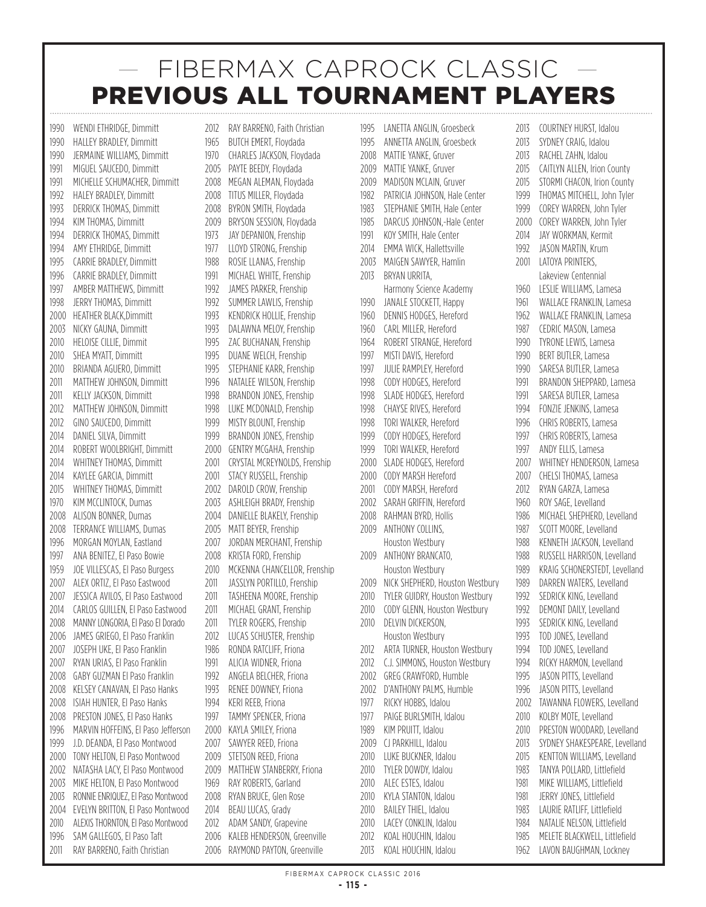# FIBERMAX CAPROCK CLASSIC
## PREVIOUS ALL TOURNAMENT PLAYERS

1990 WENDI ETHRIDGE, Dimmitt
1990 HALLEY BRADLEY, Dimmitt
1990 JERMAINE WILLIAMS, Dimmitt
1991 MIGUEL SAUCEDO, Dimmitt
1991 MICHELLE SCHUMACHER, Dimmitt
1992 HALEY BRADLEY, Dimmitt
1993 DERRICK THOMAS, Dimmitt
1994 KIM THOMAS, Dimmitt
1994 DERRICK THOMAS, Dimmitt
1994 AMY ETHRIDGE, Dimmitt
1995 CARRIE BRADLEY, Dimmitt
1996 CARRIE BRADLEY, Dimmitt
1997 AMBER MATTHEWS, Dimmitt
1998 JERRY THOMAS, Dimmitt
2000 HEATHER BLACK,Dimmitt
2003 NICKY GAUNA, Dimmitt
2010 HELOISE CILLIE, Dimmitt
2010 SHEA MYATT, Dimmitt
2010 BRIANDA AGUERO, Dimmitt
2011 MATTHEW JOHNSON, Dimmitt
2011 KELLY JACKSON, Dimmitt
2012 MATTHEW JOHNSON, Dimmitt
2012 GINO SAUCEDO, Dimmitt
2014 DANIEL SILVA, Dimmitt
2014 ROBERT WOOLBRIGHT, Dimmitt
2014 WHITNEY THOMAS, Dimmitt
2014 KAYLEE GARCIA, Dimmitt
2015 WHITNEY THOMAS, Dimmitt
1970 KIM MCCLINTOCK, Dumas
2008 ALISON BONNER, Dumas
2008 TERRANCE WILLIAMS, Dumas
1996 MORGAN MOYLAN, Eastland
1997 ANA BENITEZ, El Paso Bowie
1959 JOE VILLESCAS, El Paso Burgess
2007 ALEX ORTIZ, El Paso Eastwood
2007 JESSICA AVILOS, El Paso Eastwood
2014 CARLOS GUILLEN, El Paso Eastwood
2008 MANNY LONGORIA, El Paso El Dorado
2006 JAMES GRIEGO, El Paso Franklin
2007 JOSEPH UKE, El Paso Franklin
2007 RYAN URIAS, El Paso Franklin
2008 GABY GUZMAN El Paso Franklin
2008 KELSEY CANAVAN, El Paso Hanks
2008 ISIAH HUNTER, El Paso Hanks
2008 PRESTON JONES, El Paso Hanks
1996 MARVIN HOFFEINS, El Paso Jefferson
1999 J.D. DEANDA, El Paso Montwood
2000 TONY HELTON, El Paso Montwood
2002 NATASHA LACY, El Paso Montwood
2003 MIKE HELTON, El Paso Montwood
2003 RONNIE ENRIQUEZ, El Paso Montwood
2004 EVELYN BRITTON, El Paso Montwood
2010 ALEXIS THORNTON, El Paso Montwood
1996 SAM GALLEGOS, El Paso Taft
2011 RAY BARRENO, Faith Christian
2012 RAY BARRENO, Faith Christian
1965 BUTCH EMERT, Floydada
1970 CHARLES JACKSON, Floydada
2005 PAYTE BEEDY, Floydada
2008 MEGAN ALEMAN, Floydada
2008 TITUS MILLER, Floydada
2008 BYRON SMITH, Floydada
2009 BRYSON SESSION, Floydada
1973 JAY DEPANION, Frenship
1977 LLOYD STRONG, Frenship
1988 ROSIE LLANAS, Frenship
1991 MICHAEL WHITE, Frenship
1992 JAMES PARKER, Frenship
1992 SUMMER LAWLIS, Frenship
1993 KENDRICK HOLLIE, Frenship
1993 DALAWNA MELOY, Frenship
1995 ZAC BUCHANAN, Frenship
1995 DUANE WELCH, Frenship
1995 STEPHANIE KARR, Frenship
1996 NATALEE WILSON, Frenship
1998 BRANDON JONES, Frenship
1998 LUKE MCDONALD, Frenship
1999 MISTY BLOUNT, Frenship
1999 BRANDON JONES, Frenship
2000 GENTRY MCGAHA, Frenship
2001 CRYSTAL MCREYNOLDS, Frenship
2001 STACY RUSSELL, Frenship
2002 DAROLD CROW, Frenship
2003 ASHLEIGH BRADY, Frenship
2004 DANIELLE BLAKELY, Frenship
2005 MATT BEYER, Frenship
2007 JORDAN MERCHANT, Frenship
2008 KRISTA FORD, Frenship
2010 MCKENNA CHANCELLOR, Frenship
2011 JASSLYN PORTILLO, Frenship
2011 TASHEENA MOORE, Frenship
2011 MICHAEL GRANT, Frenship
2011 TYLER ROGERS, Frenship
2012 LUCAS SCHUSTER, Frenship
1986 RONDA RATCLIFF, Friona
1991 ALICIA WIDNER, Friona
1992 ANGELA BELCHER, Friona
1993 RENEE DOWNEY, Friona
1994 KERI REEB, Friona
1997 TAMMY SPENCER, Friona
2000 KAYLA SMILEY, Friona
2007 SAWYER REED, Friona
2009 STETSON REED, Friona
2009 MATTHEW STANBERRY, Friona
1969 RAY ROBERTS, Garland
2008 RYAN BRUCE, Glen Rose
2014 BEAU LUCAS, Grady
2012 ADAM SANDY, Grapevine
2006 KALEB HENDERSON, Greenville
2006 RAYMOND PAYTON, Greenville
1995 LANETTA ANGLIN, Groesbeck
1995 ANNETTA ANGLIN, Groesbeck
2008 MATTIE YANKE, Gruver
2009 MATTIE YANKE, Gruver
2009 MADISON MCLAIN, Gruver
1982 PATRICIA JOHNSON, Hale Center
1983 STEPHANIE SMITH, Hale Center
1985 DARCUS JOHNSON,-Hale Center
1991 KOY SMITH, Hale Center
2014 EMMA WICK, Hallettsville
2003 MAIGEN SAWYER, Hamlin
2013 BRYAN URRITA, Harmony Science Academy
1990 JANALE STOCKETT, Happy
1960 DENNIS HODGES, Hereford
1960 CARL MILLER, Hereford
1964 ROBERT STRANGE, Hereford
1997 MISTI DAVIS, Hereford
1997 JULIE RAMPLEY, Hereford
1998 CODY HODGES, Hereford
1998 SLADE HODGES, Hereford
1998 CHAYSE RIVES, Hereford
1998 TORI WALKER, Hereford
1999 CODY HODGES, Hereford
1999 TORI WALKER, Hereford
2000 SLADE HODGES, Hereford
2000 CODY MARSH Hereford
2001 CODY MARSH, Hereford
2002 SARAH GRIFFIN, Hereford
2008 RAHMAN BYRD, Hollis
2009 ANTHONY COLLINS, Houston Westbury
2009 ANTHONY BRANCATO, Houston Westbury
2009 NICK SHEPHERD, Houston Westbury
2010 TYLER GUIDRY, Houston Westbury
2010 CODY GLENN, Houston Westbury
2010 DELVIN DICKERSON, Houston Westbury
2012 ARTA TURNER, Houston Westbury
2012 C.J. SIMMONS, Houston Westbury
2002 GREG CRAWFORD, Humble
2002 D'ANTHONY PALMS, Humble
1977 RICKY HOBBS, Idalou
1977 PAIGE BURLSMITH, Idalou
1989 KIM PRUITT, Idalou
2009 CJ PARKHILL, Idalou
2010 LUKE BUCKNER, Idalou
2010 TYLER DOWDY, Idalou
2010 ALEC ESTES, Idalou
2010 KYLA STANTON, Idalou
2010 BAILEY THIEL, Idalou
2010 LACEY CONKLIN, Idalou
2012 KOAL HOUCHIN, Idalou
2013 KOAL HOUCHIN, Idalou
2013 COURTNEY HURST, Idalou
2013 SYDNEY CRAIG, Idalou
2013 RACHEL ZAHN, Idalou
2015 CAITLYN ALLEN, Irion County
2015 STORMI CHACON, Irion County
1999 THOMAS MITCHELL, John Tyler
1999 COREY WARREN, John Tyler
2000 COREY WARREN, John Tyler
2014 JAY WORKMAN, Kermit
1992 JASON MARTIN, Krum
2001 LATOYA PRINTERS, Lakeview Centennial
1960 LESLIE WILLIAMS, Lamesa
1961 WALLACE FRANKLIN, Lamesa
1962 WALLACE FRANKLIN, Lamesa
1987 CEDRIC MASON, Lamesa
1990 TYRONE LEWIS, Lamesa
1990 BERT BUTLER, Lamesa
1990 SARESA BUTLER, Lamesa
1991 BRANDON SHEPPARD, Lamesa
1991 SARESA BUTLER, Lamesa
1994 FONZIE JENKINS, Lamesa
1996 CHRIS ROBERTS, Lamesa
1997 CHRIS ROBERTS, Lamesa
1997 ANDY ELLIS, Lamesa
2007 WHITNEY HENDERSON, Lamesa
2007 CHELSI THOMAS, Lamesa
2012 RYAN GARZA, Lamesa
1960 ROY SAGE, Levelland
1986 MICHAEL SHEPHERD, Levelland
1987 SCOTT MOORE, Levelland
1988 KENNETH JACKSON, Levelland
1988 RUSSELL HARRISON, Levelland
1989 KRAIG SCHONERSTEDT, Levelland
1989 DARREN WATERS, Levelland
1992 SEDRICK KING, Levelland
1992 DEMONT DAILY, Levelland
1993 SEDRICK KING, Levelland
1993 TOD JONES, Levelland
1994 TOD JONES, Levelland
1994 RICKY HARMON, Levelland
1995 JASON PITTS, Levelland
1996 JASON PITTS, Levelland
2002 TAWANNA FLOWERS, Levelland
2010 KOLBY MOTE, Levelland
2010 PRESTON WOODARD, Levelland
2013 SYDNEY SHAKESPEARE, Levelland
2015 KENTTON WILLIAMS, Levelland
1983 TANYA POLLARD, Littlefield
1981 MIKE WILLIAMS, Littlefield
1981 JERRY JONES, Littlefield
1983 LAURIE RATLIFF, Littlefield
1984 NATALIE NELSON, Littlefield
1985 MELETE BLACKWELL, Littlefield
1962 LAVON BAUGHMAN, Lockney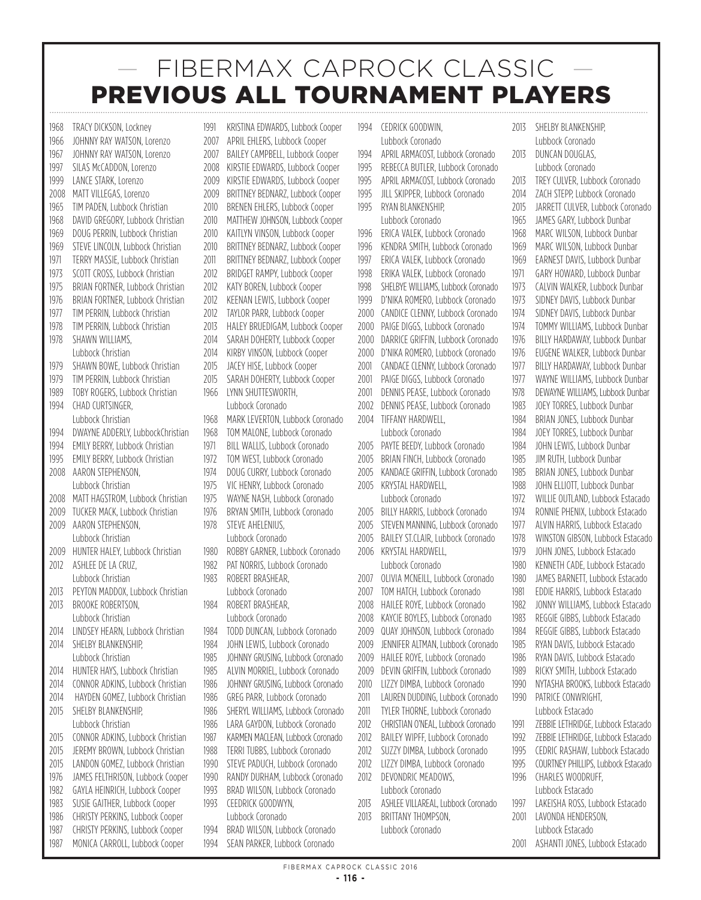# — FIBERMAX CAPROCK CLASSIC —
# PREVIOUS ALL TOURNAMENT PLAYERS

1968 TRACY DICKSON, Lockney
1966 JOHNNY RAY WATSON, Lorenzo
1967 JOHNNY RAY WATSON, Lorenzo
1997 SILAS McCADDON, Lorenzo
1999 LANCE STARK, Lorenzo
2008 MATT VILLEGAS, Lorenzo
1965 TIM PADEN, Lubbock Christian
1968 DAVID GREGORY, Lubbock Christian
1969 DOUG PERRIN, Lubbock Christian
1969 STEVE LINCOLN, Lubbock Christian
1971 TERRY MASSIE, Lubbock Christian
1973 SCOTT CROSS, Lubbock Christian
1975 BRIAN FORTNER, Lubbock Christian
1976 BRIAN FORTNER, Lubbock Christian
1977 TIM PERRIN, Lubbock Christian
1978 TIM PERRIN, Lubbock Christian
1978 SHAWN WILLIAMS, Lubbock Christian
1979 SHAWN BOWE, Lubbock Christian
1979 TIM PERRIN, Lubbock Christian
1989 TOBY ROGERS, Lubbock Christian
1994 CHAD CURTSINGER, Lubbock Christian
1994 DWAYNE ADDERLY, LubbockChristian
1994 EMILY BERRY, Lubbock Christian
1995 EMILY BERRY, Lubbock Christian
2008 AARON STEPHENSON, Lubbock Christian
2008 MATT HAGSTROM, Lubbock Christian
2009 TUCKER MACK, Lubbock Christian
2009 AARON STEPHENSON, Lubbock Christian
2009 HUNTER HALEY, Lubbock Christian
2012 ASHLEE DE LA CRUZ, Lubbock Christian
2013 PEYTON MADDOX, Lubbock Christian
2013 BROOKE ROBERTSON, Lubbock Christian
2014 LINDSEY HEARN, Lubbock Christian
2014 SHELBY BLANKENSHIP, Lubbock Christian
2014 HUNTER HAYS, Lubbock Christian
2014 CONNOR ADKINS, Lubbock Christian
2014 HAYDEN GOMEZ, Lubbock Christian
2015 SHELBY BLANKENSHIP, Lubbock Christian
2015 CONNOR ADKINS, Lubbock Christian
2015 JEREMY BROWN, Lubbock Christian
2015 LANDON GOMEZ, Lubbock Christian
1976 JAMES FELTHRISON, Lubbock Cooper
1982 GAYLA HEINRICH, Lubbock Cooper
1983 SUSIE GAITHER, Lubbock Cooper
1986 CHRISTY PERKINS, Lubbock Cooper
1987 CHRISTY PERKINS, Lubbock Cooper
1987 MONICA CARROLL, Lubbock Cooper
1991 KRISTINA EDWARDS, Lubbock Cooper
2007 APRIL EHLERS, Lubbock Cooper
2007 BAILEY CAMPBELL, Lubbock Cooper
2008 KIRSTIE EDWARDS, Lubbock Cooper
2009 KIRSTIE EDWARDS, Lubbock Cooper
2009 BRITTNEY BEDNARZ, Lubbock Cooper
2010 BRENEN EHLERS, Lubbock Cooper
2010 MATTHEW JOHNSON, Lubbock Cooper
2010 KAITLYN VINSON, Lubbock Cooper
2010 BRITTNEY BEDNARZ, Lubbock Cooper
2011 BRITTNEY BEDNARZ, Lubbock Cooper
2012 BRIDGET RAMPY, Lubbock Cooper
2012 KATY BOREN, Lubbock Cooper
2012 KEENAN LEWIS, Lubbock Cooper
2012 TAYLOR PARR, Lubbock Cooper
2013 HALEY BRUEDIGAM, Lubbock Cooper
2014 SARAH DOHERTY, Lubbock Cooper
2014 KIRBY VINSON, Lubbock Cooper
2015 JACEY HISE, Lubbock Cooper
2015 SARAH DOHERTY, Lubbock Cooper
1966 LYNN SHUTTESWORTH, Lubbock Coronado
1968 MARK LEVERTON, Lubbock Coronado
1968 TOM MALONE, Lubbock Coronado
1971 BILL WALLIS, Lubbock Coronado
1972 TOM WEST, Lubbock Coronado
1974 DOUG CURRY, Lubbock Coronado
1975 VIC HENRY, Lubbock Coronado
1975 WAYNE NASH, Lubbock Coronado
1976 BRYAN SMITH, Lubbock Coronado
1978 STEVE AHELENIUS, Lubbock Coronado
1980 ROBBY GARNER, Lubbock Coronado
1982 PAT NORRIS, Lubbock Coronado
1983 ROBERT BRASHEAR, Lubbock Coronado
1984 ROBERT BRASHEAR, Lubbock Coronado
1984 TODD DUNCAN, Lubbock Coronado
1984 JOHN LEWIS, Lubbock Coronado
1985 JOHNNY GRUSING, Lubbock Coronado
1985 ALVIN MORRIEL, Lubbock Coronado
1986 JOHNNY GRUSING, Lubbock Coronado
1986 GREG PARR, Lubbock Coronado
1986 SHERYL WILLIAMS, Lubbock Coronado
1986 LARA GAYDON, Lubbock Coronado
1987 KARMEN MACLEAN, Lubbock Coronado
1988 TERRI TUBBS, Lubbock Coronado
1990 STEVE PADUCH, Lubbock Coronado
1990 RANDY DURHAM, Lubbock Coronado
1993 BRAD WILSON, Lubbock Coronado
1993 CEEDRICK GOODWYN, Lubbock Coronado
1994 BRAD WILSON, Lubbock Coronado
1994 SEAN PARKER, Lubbock Coronado
1994 CEDRICK GOODWIN, Lubbock Coronado
1994 APRIL ARMACOST, Lubbock Coronado
1995 REBECCA BUTLER, Lubbock Coronado
1995 APRIL ARMACOST, Lubbock Coronado
1995 JILL SKIPPER, Lubbock Coronado
1995 RYAN BLANKENSHIP, Lubbock Coronado
1996 ERICA VALEK, Lubbock Coronado
1996 KENDRA SMITH, Lubbock Coronado
1997 ERICA VALEK, Lubbock Coronado
1998 ERIKA VALEK, Lubbock Coronado
1998 SHELBYE WILLIAMS, Lubbock Coronado
1999 D'NIKA ROMERO, Lubbock Coronado
2000 CANDICE CLENNY, Lubbock Coronado
2000 PAIGE DIGGS, Lubbock Coronado
2000 DARRICE GRIFFIN, Lubbock Coronado
2000 D'NIKA ROMERO, Lubbock Coronado
2001 CANDACE CLENNY, Lubbock Coronado
2001 PAIGE DIGGS, Lubbock Coronado
2001 DENNIS PEASE, Lubbock Coronado
2002 DENNIS PEASE, Lubbock Coronado
2004 TIFFANY HARDWELL, Lubbock Coronado
2005 PAYTE BEEDY, Lubbock Coronado
2005 BRIAN FINCH, Lubbock Coronado
2005 KANDACE GRIFFIN, Lubbock Coronado
2005 KRYSTAL HARDWELL, Lubbock Coronado
2005 BILLY HARRIS, Lubbock Coronado
2005 STEVEN MANNING, Lubbock Coronado
2005 BAILEY ST.CLAIR, Lubbock Coronado
2006 KRYSTAL HARDWELL, Lubbock Coronado
2007 OLIVIA MCNEILL, Lubbock Coronado
2007 TOM HATCH, Lubbock Coronado
2008 HAILEE ROYE, Lubbock Coronado
2008 KAYCIE BOYLES, Lubbock Coronado
2009 QUAY JOHNSON, Lubbock Coronado
2009 JENNIFER ALTMAN, Lubbock Coronado
2009 HAILEE ROYE, Lubbock Coronado
2009 DEVIN GRIFFIN, Lubbock Coronado
2010 LIZZY DIMBA, Lubbock Coronado
2011 LAUREN DUDDING, Lubbock Coronado
2011 TYLER THORNE, Lubbock Coronado
2012 CHRISTIAN O'NEAL, Lubbock Coronado
2012 BAILEY WIPFF, Lubbock Coronado
2012 SUZZY DIMBA, Lubbock Coronado
2012 LIZZY DIMBA, Lubbock Coronado
2012 DEVONDRIC MEADOWS, Lubbock Coronado
2013 ASHLEE VILLAREAL, Lubbock Coronado
2013 BRITTANY THOMPSON, Lubbock Coronado
2013 SHELBY BLANKENSHIP, Lubbock Coronado
2013 DUNCAN DOUGLAS, Lubbock Coronado
2013 TREY CULVER, Lubbock Coronado
2014 ZACH STEPP, Lubbock Coronado
2015 JARRETT CULVER, Lubbock Coronado
1965 JAMES GARY, Lubbock Dunbar
1968 MARC WILSON, Lubbock Dunbar
1969 MARC WILSON, Lubbock Dunbar
1969 EARNEST DAVIS, Lubbock Dunbar
1971 GARY HOWARD, Lubbock Dunbar
1973 CALVIN WALKER, Lubbock Dunbar
1973 SIDNEY DAVIS, Lubbock Dunbar
1974 SIDNEY DAVIS, Lubbock Dunbar
1974 TOMMY WILLIAMS, Lubbock Dunbar
1976 BILLY HARDAWAY, Lubbock Dunbar
1976 EUGENE WALKER, Lubbock Dunbar
1977 BILLY HARDAWAY, Lubbock Dunbar
1977 WAYNE WILLIAMS, Lubbock Dunbar
1978 DEWAYNE WILLIAMS, Lubbock Dunbar
1983 JOEY TORRES, Lubbock Dunbar
1984 BRIAN JONES, Lubbock Dunbar
1984 JOEY TORRES, Lubbock Dunbar
1984 JOHN LEWIS, Lubbock Dunbar
1985 JIM RUTH, Lubbock Dunbar
1985 BRIAN JONES, Lubbock Dunbar
1988 JOHN ELLIOTT, Lubbock Dunbar
1972 WILLIE OUTLAND, Lubbock Estacado
1974 RONNIE PHENIX, Lubbock Estacado
1977 ALVIN HARRIS, Lubbock Estacado
1978 WINSTON GIBSON, Lubbock Estacado
1979 JOHN JONES, Lubbock Estacado
1980 KENNETH CADE, Lubbock Estacado
1980 JAMES BARNETT, Lubbock Estacado
1981 EDDIE HARRIS, Lubbock Estacado
1982 JONNY WILLIAMS, Lubbock Estacado
1983 REGGIE GIBBS, Lubbock Estacado
1984 REGGIE GIBBS, Lubbock Estacado
1985 RYAN DAVIS, Lubbock Estacado
1986 RYAN DAVIS, Lubbock Estacado
1989 RICKY SMITH, Lubbock Estacado
1990 NYTASHA BROOKS, Lubbock Estacado
1990 PATRICE CONWRIGHT, Lubbock Estacado
1991 ZEBBIE LETHRIDGE, Lubbock Estacado
1992 ZEBBIE LETHRIDGE, Lubbock Estacado
1995 CEDRIC RASHAW, Lubbock Estacado
1995 COURTNEY PHILLIPS, Lubbock Estacado
1996 CHARLES WOODRUFF, Lubbock Estacado
1997 LAKEISHA ROSS, Lubbock Estacado
2001 LAVONDA HENDERSON, Lubbock Estacado
2001 ASHANTI JONES, Lubbock Estacado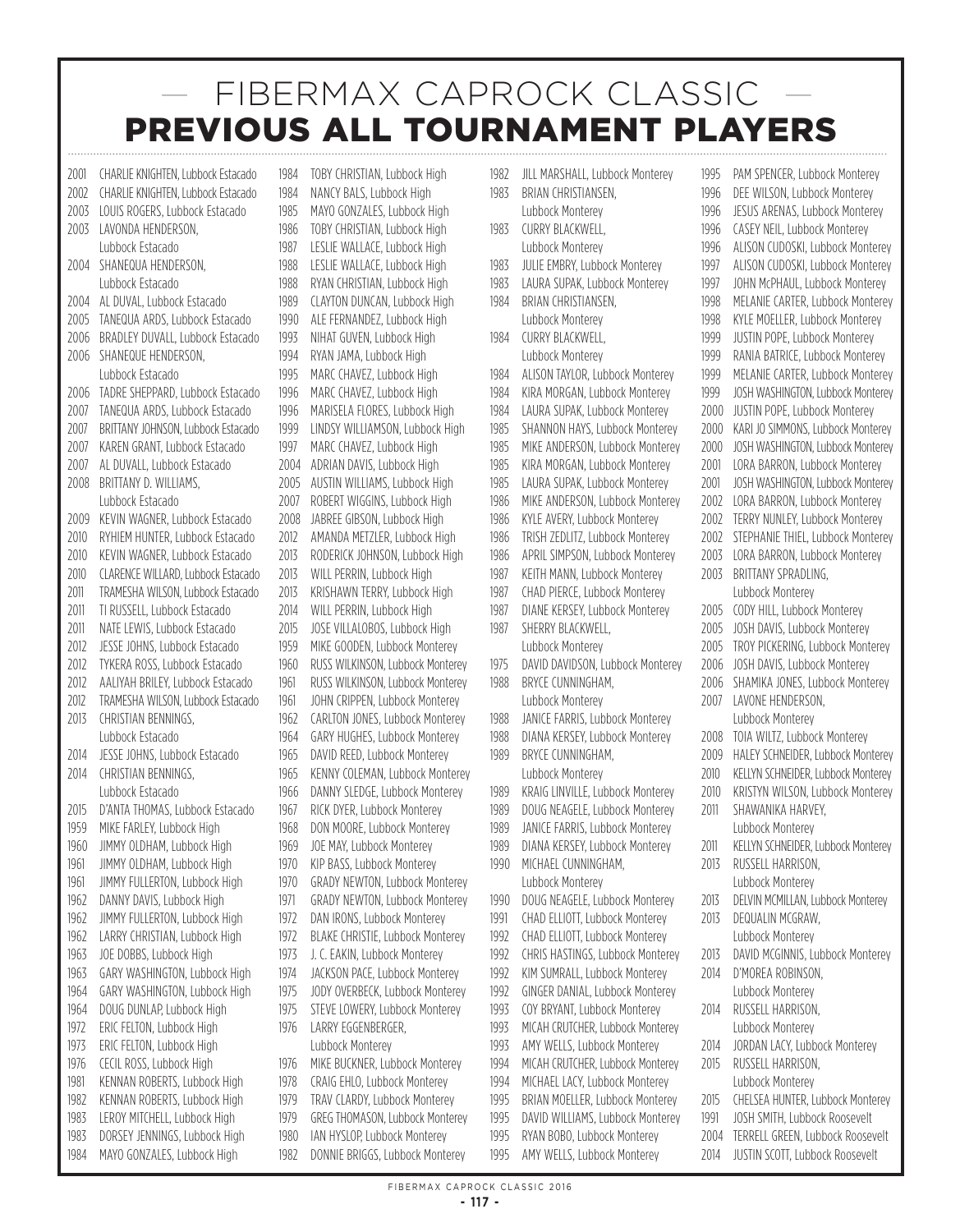# — FIBERMAX CAPROCK CLASSIC —

## PREVIOUS ALL TOURNAMENT PLAYERS

2001 CHARLIE KNIGHTEN, Lubbock Estacado
2002 CHARLIE KNIGHTEN, Lubbock Estacado
2003 LOUIS ROGERS, Lubbock Estacado
2003 LAVONDA HENDERSON, Lubbock Estacado
2004 SHANEQUA HENDERSON, Lubbock Estacado
2004 AL DUVAL, Lubbock Estacado
2005 TANEQUA ARDS, Lubbock Estacado
2006 BRADLEY DUVALL, Lubbock Estacado
2006 SHANEQUE HENDERSON, Lubbock Estacado
2006 TADRE SHEPPARD, Lubbock Estacado
2007 TANEQUA ARDS, Lubbock Estacado
2007 BRITTANY JOHNSON, Lubbock Estacado
2007 KAREN GRANT, Lubbock Estacado
2007 AL DUVALL, Lubbock Estacado
2008 BRITTANY D. WILLIAMS, Lubbock Estacado
2009 KEVIN WAGNER, Lubbock Estacado
2010 RYHIEM HUNTER, Lubbock Estacado
2010 KEVIN WAGNER, Lubbock Estacado
2010 CLARENCE WILLARD, Lubbock Estacado
2011 TRAMESHA WILSON, Lubbock Estacado
2011 TI RUSSELL, Lubbock Estacado
2011 NATE LEWIS, Lubbock Estacado
2012 JESSE JOHNS, Lubbock Estacado
2012 TYKERA ROSS, Lubbock Estacado
2012 AALIYAH BRILEY, Lubbock Estacado
2012 TRAMESHA WILSON, Lubbock Estacado
2013 CHRISTIAN BENNINGS, Lubbock Estacado
2014 JESSE JOHNS, Lubbock Estacado
2014 CHRISTIAN BENNINGS, Lubbock Estacado
2015 D'ANTA THOMAS, Lubbock Estacado
1959 MIKE FARLEY, Lubbock High
1960 JIMMY OLDHAM, Lubbock High
1961 JIMMY OLDHAM, Lubbock High
1961 JIMMY FULLERTON, Lubbock High
1962 DANNY DAVIS, Lubbock High
1962 JIMMY FULLERTON, Lubbock High
1962 LARRY CHRISTIAN, Lubbock High
1963 JOE DOBBS, Lubbock High
1963 GARY WASHINGTON, Lubbock High
1964 GARY WASHINGTON, Lubbock High
1964 DOUG DUNLAP, Lubbock High
1972 ERIC FELTON, Lubbock High
1973 ERIC FELTON, Lubbock High
1976 CECIL ROSS, Lubbock High
1981 KENNAN ROBERTS, Lubbock High
1982 KENNAN ROBERTS, Lubbock High
1983 LEROY MITCHELL, Lubbock High
1983 DORSEY JENNINGS, Lubbock High
1984 MAYO GONZALES, Lubbock High
1984 TOBY CHRISTIAN, Lubbock High
1984 NANCY BALS, Lubbock High
1985 MAYO GONZALES, Lubbock High
1986 TOBY CHRISTIAN, Lubbock High
1987 LESLIE WALLACE, Lubbock High
1988 LESLIE WALLACE, Lubbock High
1988 RYAN CHRISTIAN, Lubbock High
1989 CLAYTON DUNCAN, Lubbock High
1990 ALE FERNANDEZ, Lubbock High
1993 NIHAT GUVEN, Lubbock High
1994 RYAN JAMA, Lubbock High
1995 MARC CHAVEZ, Lubbock High
1996 MARC CHAVEZ, Lubbock High
1996 MARISELA FLORES, Lubbock High
1999 LINDSY WILLIAMSON, Lubbock High
1997 MARC CHAVEZ, Lubbock High
2004 ADRIAN DAVIS, Lubbock High
2005 AUSTIN WILLIAMS, Lubbock High
2007 ROBERT WIGGINS, Lubbock High
2008 JABREE GIBSON, Lubbock High
2012 AMANDA METZLER, Lubbock High
2013 RODERICK JOHNSON, Lubbock High
2013 WILL PERRIN, Lubbock High
2013 KRISHAWN TERRY, Lubbock High
2014 WILL PERRIN, Lubbock High
2015 JOSE VILLALOBOS, Lubbock High
1959 MIKE GOODEN, Lubbock Monterey
1960 RUSS WILKINSON, Lubbock Monterey
1961 RUSS WILKINSON, Lubbock Monterey
1961 JOHN CRIPPEN, Lubbock Monterey
1962 CARLTON JONES, Lubbock Monterey
1964 GARY HUGHES, Lubbock Monterey
1965 DAVID REED, Lubbock Monterey
1965 KENNY COLEMAN, Lubbock Monterey
1966 DANNY SLEDGE, Lubbock Monterey
1967 RICK DYER, Lubbock Monterey
1968 DON MOORE, Lubbock Monterey
1969 JOE MAY, Lubbock Monterey
1970 KIP BASS, Lubbock Monterey
1970 GRADY NEWTON, Lubbock Monterey
1971 GRADY NEWTON, Lubbock Monterey
1972 DAN IRONS, Lubbock Monterey
1972 BLAKE CHRISTIE, Lubbock Monterey
1973 J. C. EAKIN, Lubbock Monterey
1974 JACKSON PACE, Lubbock Monterey
1975 JODY OVERBECK, Lubbock Monterey
1975 STEVE LOWERY, Lubbock Monterey
1976 LARRY EGGENBERGER, Lubbock Monterey
1976 MIKE BUCKNER, Lubbock Monterey
1978 CRAIG EHLO, Lubbock Monterey
1979 TRAV CLARDY, Lubbock Monterey
1979 GREG THOMASON, Lubbock Monterey
1980 IAN HYSLOP, Lubbock Monterey
1982 DONNIE BRIGGS, Lubbock Monterey
1982 JILL MARSHALL, Lubbock Monterey
1983 BRIAN CHRISTIANSEN, Lubbock Monterey
1983 CURRY BLACKWELL, Lubbock Monterey
1983 JULIE EMBRY, Lubbock Monterey
1983 LAURA SUPAK, Lubbock Monterey
1984 BRIAN CHRISTIANSEN, Lubbock Monterey
1984 CURRY BLACKWELL, Lubbock Monterey
1984 ALISON TAYLOR, Lubbock Monterey
1984 KIRA MORGAN, Lubbock Monterey
1984 LAURA SUPAK, Lubbock Monterey
1985 SHANNON HAYS, Lubbock Monterey
1985 MIKE ANDERSON, Lubbock Monterey
1985 KIRA MORGAN, Lubbock Monterey
1985 LAURA SUPAK, Lubbock Monterey
1986 MIKE ANDERSON, Lubbock Monterey
1986 KYLE AVERY, Lubbock Monterey
1986 TRISH ZEDLITZ, Lubbock Monterey
1986 APRIL SIMPSON, Lubbock Monterey
1987 KEITH MANN, Lubbock Monterey
1987 CHAD PIERCE, Lubbock Monterey
1987 DIANE KERSEY, Lubbock Monterey
1987 SHERRY BLACKWELL, Lubbock Monterey
1975 DAVID DAVIDSON, Lubbock Monterey
1988 BRYCE CUNNINGHAM, Lubbock Monterey
1988 JANICE FARRIS, Lubbock Monterey
1988 DIANA KERSEY, Lubbock Monterey
1989 BRYCE CUNNINGHAM, Lubbock Monterey
1989 KRAIG LINVILLE, Lubbock Monterey
1989 DOUG NEAGELE, Lubbock Monterey
1989 JANICE FARRIS, Lubbock Monterey
1989 DIANA KERSEY, Lubbock Monterey
1990 MICHAEL CUNNINGHAM, Lubbock Monterey
1990 DOUG NEAGELE, Lubbock Monterey
1991 CHAD ELLIOTT, Lubbock Monterey
1992 CHAD ELLIOTT, Lubbock Monterey
1992 CHRIS HASTINGS, Lubbock Monterey
1992 KIM SUMRALL, Lubbock Monterey
1992 GINGER DANIAL, Lubbock Monterey
1993 COY BRYANT, Lubbock Monterey
1993 MICAH CRUTCHER, Lubbock Monterey
1993 AMY WELLS, Lubbock Monterey
1994 MICAH CRUTCHER, Lubbock Monterey
1994 MICHAEL LACY, Lubbock Monterey
1995 BRIAN MOELLER, Lubbock Monterey
1995 DAVID WILLIAMS, Lubbock Monterey
1995 RYAN BOBO, Lubbock Monterey
1995 AMY WELLS, Lubbock Monterey
1995 PAM SPENCER, Lubbock Monterey
1996 DEE WILSON, Lubbock Monterey
1996 JESUS ARENAS, Lubbock Monterey
1996 CASEY NEIL, Lubbock Monterey
1996 ALISON CUDOSKI, Lubbock Monterey
1997 ALISON CUDOSKI, Lubbock Monterey
1997 JOHN McPHAUL, Lubbock Monterey
1998 MELANIE CARTER, Lubbock Monterey
1998 KYLE MOELLER, Lubbock Monterey
1999 JUSTIN POPE, Lubbock Monterey
1999 RANIA BATRICE, Lubbock Monterey
1999 MELANIE CARTER, Lubbock Monterey
1999 JOSH WASHINGTON, Lubbock Monterey
2000 JUSTIN POPE, Lubbock Monterey
2000 KARI JO SIMMONS, Lubbock Monterey
2000 JOSH WASHINGTON, Lubbock Monterey
2001 LORA BARRON, Lubbock Monterey
2001 JOSH WASHINGTON, Lubbock Monterey
2002 LORA BARRON, Lubbock Monterey
2002 TERRY NUNLEY, Lubbock Monterey
2002 STEPHANIE THIEL, Lubbock Monterey
2003 LORA BARRON, Lubbock Monterey
2003 BRITTANY SPRADLING, Lubbock Monterey
2005 CODY HILL, Lubbock Monterey
2005 JOSH DAVIS, Lubbock Monterey
2005 TROY PICKERING, Lubbock Monterey
2006 JOSH DAVIS, Lubbock Monterey
2006 SHAMIKA JONES, Lubbock Monterey
2007 LAVONE HENDERSON, Lubbock Monterey
2008 TOIA WILTZ, Lubbock Monterey
2009 HALEY SCHNEIDER, Lubbock Monterey
2010 KELLYN SCHNEIDER, Lubbock Monterey
2010 KRISTYN WILSON, Lubbock Monterey
2011 SHAWANIKA HARVEY, Lubbock Monterey
2011 KELLYN SCHNEIDER, Lubbock Monterey
2013 RUSSELL HARRISON, Lubbock Monterey
2013 DELVIN MCMILLAN, Lubbock Monterey
2013 DEQUALIN MCGRAW, Lubbock Monterey
2013 DAVID MCGINNIS, Lubbock Monterey
2014 D'MOREA ROBINSON, Lubbock Monterey
2014 RUSSELL HARRISON, Lubbock Monterey
2014 JORDAN LACY, Lubbock Monterey
2015 RUSSELL HARRISON, Lubbock Monterey
2015 CHELSEA HUNTER, Lubbock Monterey
1991 JOSH SMITH, Lubbock Roosevelt
2004 TERRELL GREEN, Lubbock Roosevelt
2014 JUSTIN SCOTT, Lubbock Roosevelt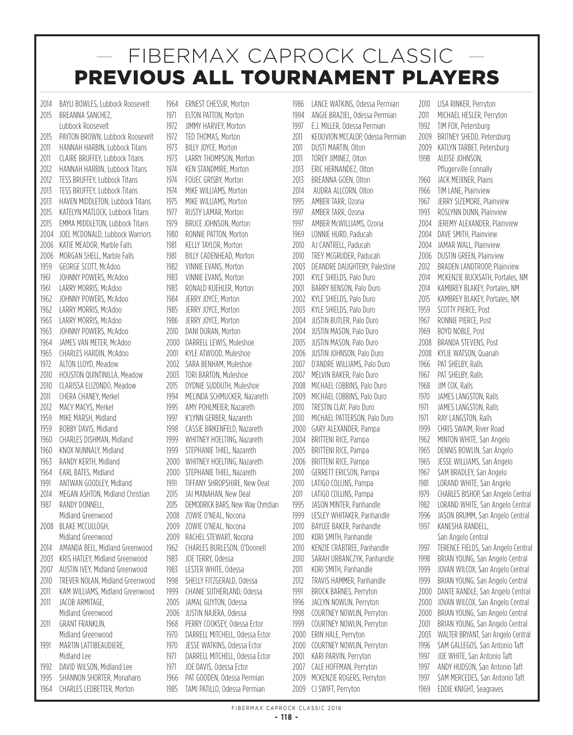# — FIBERMAX CAPROCK CLASSIC —

## PREVIOUS ALL TOURNAMENT PLAYERS

2014 BAYLI BOWLES, Lubbock Roosevelt
2015 BREANNA SANCHEZ, Lubbock Roosevelt
2015 PAYTON BROWN, Lubbock Roosevelt
2011 HANNAH HARBIN, Lubbock Titans
2011 CLAIRE BRUFFEY, Lubbock Titans
2012 HANNAH HARBIN, Lubbock Titans
2012 TESS BRUFFEY, Lubbock Titans
2013 TESS BRUFFEY, Lubbock Titans
2013 HAVEN MIDDLETON, Lubbock Titans
2015 KATELYN MATLOCK, Lubbock Titans
2015 EMMA MIDDLETON, Lubbock Titans
2004 JOEL MCDONALD, Lubbock Warriors
2006 KATIE MEADOR, Marble Falls
2006 MORGAN SHELL, Marble Falls
1959 GEORGE SCOTT, McAdoo
1961 JOHNNY POWERS, McAdoo
1961 LARRY MORRIS, McAdoo
1962 JOHNNY POWERS, McAdoo
1962 LARRY MORRIS, McAdoo
1963 LARRY MORRIS, McAdoo
1963 JOHNNY POWERS, McAdoo
1964 JAMES VAN METER, McAdoo
1965 CHARLES HARDIN, McAdoo
1972 ALTON LLOYD, Meadow
2010 HOUSTON QUINTINILLA, Meadow
2010 CLARISSA ELIZONDO, Meadow
2011 CHERA CHANEY, Merkel
2012 MACY MACYS, Merkel
1959 MIKE MARSH, Midland
1959 BOBBY DAVIS, Midland
1960 CHARLES DISHMAN, Midland
1960 KNOX NUNNALY, Midland
1963 RANDY KERTH, Midland
1964 EARL BATES, Midland
1991 ANTWAN GOODLEY, Midland
2014 MEGAN ASHTON, Midland Christian
1987 RANDY DONNELL, Midland Greenwood
2008 BLAKE MCCULLOGH, Midland Greenwood
2014 AMANDA BELL, Midland Greenwood
2003 KRIS HATLEY, Midland Greenwood
2007 AUSTIN IVEY, Midland Greenwood
2010 TREVER NOLAN, Midland Greenwood
2011 KAM WILLIAMS, Midland Greenwood
2011 JACOB ARMITAGE, Midland Greenwood
2011 GRANT FRANKLIN, Midland Greenwood
1991 MARTIN LATTIBEAUDIERE, Midland Lee
1992 DAVID WILSON, Midland Lee
1995 SHANNON SHORTER, Monahans
1964 CHARLES LEDBETTER, Morton
1964 ERNEST CHESSIR, Morton
1971 ELTON PATTON, Morton
1972 JIMMY HARVEY, Morton
1972 TED THOMAS, Morton
1973 BILLY JOYCE, Morton
1973 LARRY THOMPSON, Morton
1974 KEN STANDMIRE, Morton
1974 FOUEC GRISBY, Morton
1974 MIKE WILLIAMS, Morton
1975 MIKE WILLIAMS, Morton
1977 RUSTY LAMAR, Morton
1979 BRUCE JOHNSON, Morton
1980 RONNIE PATTON, Morton
1981 KELLY TAYLOR, Morton
1981 BILLY CADENHEAD, Morton
1982 VINNIE EVANS, Morton
1983 VINNIE EVANS, Morton
1983 RONALD KUEHLER, Morton
1984 JERRY JOYCE, Morton
1985 JERRY JOYCE, Morton
1986 JERRY JOYCE, Morton
2010 DANI DURAN, Morton
2000 DARRELL LEWIS, Muleshoe
2001 KYLE ATWOOD, Muleshoe
2002 SARA BENHAM, Muleshoe
2003 TORI BARTON, Muleshoe
2015 DYDNIE SUDDUTH, Muleshoe
1994 MELINDA SCHMUCKER, Nazareth
1995 AMY POHLMEIER, Nazareth
1997 K'LYNN GERBER, Nazareth
1998 CASSIE BIRKENFELD, Nazareth
1999 WHITNEY HOELTING, Nazareth
1999 STEPHANIE THIEL, Nazareth
2000 WHITNEY HOELTING, Nazareth
2000 STEPHANIE THIEL, Nazareth
1991 TIFFANY SHROPSHIRE, New Deal
2015 JAI MANAHAN, New Deal
2015 DEMODRICK BARS, New Way Christian
2008 ZOWIE O'NEAL, Nocona
2009 ZOWIE O'NEAL, Nocona
2009 RACHEL STEWART, Nocona
1962 CHARLES BURLESON, O'Donnell
1983 JOE TERRY, Odessa
1983 LESTER WHITE, Odessa
1998 SHELLY FITZGERALD, Odessa
1999 CHANIE SUTHERLAND, Odessa
2005 JAMAL GUYTON, Odessa
2006 JUSTIN NAJERA, Odessa
1968 PERRY COOKSEY, Odessa Ector
1970 DARRELL MITCHELL, Odessa Ector
1970 JESSE WATKINS, Odessa Ector
1971 DARRELL MITCHELL, Odessa Ector
1971 JOE DAVIS, Odessa Ector
1966 PAT GOODEN, Odessa Permian
1985 TAMI PATILLO, Odessa Permian
1986 LANCE WATKINS, Odessa Permian
1994 ANGIE BRAZIEL, Odessa Permian
1997 E.J. MILLER, Odessa Permian
2011 KEOUVION MCCALOP, Odessa Permian
2011 DUSTI MARTIN, Olton
2011 TOREY JIMINEZ, Olton
2013 ERIC HERNANDEZ, Olton
2013 BREANNA GOEN, Olton
2014 AUDRA ALLCORN, Olton
1995 AMBER TARR, Ozona
1997 AMBER TARR, Ozona
1997 AMBER McWILLIAMS, Ozona
1969 LONNIE HURD, Paducah
2010 AJ CANTRELL, Paducah
2010 TREY MCGRUDER, Paducah
2003 DEANDRE DAUGHTERY, Palestine
2001 KYLE SHIELDS, Palo Duro
2001 BARRY BENSON, Palo Duro
2002 KYLE SHIELDS, Palo Duro
2003 KYLE SHIELDS, Palo Duro
2004 JUSTIN BUTLER, Palo Duro
2004 JUSTIN MASON, Palo Duro
2005 JUSTIN MASON, Palo Duro
2006 JUSTIN JOHNSON, Palo Duro
2007 D'ANDRE WILLIAMS, Palo Duro
2007 MELVIN BAKER, Palo Duro
2008 MICHAEL COBBINS, Palo Duro
2009 MICHAEL COBBINS, Palo Duro
2010 TRESTIN CLAY, Palo Duro
2010 MICHAEL PATTERSON, Palo Duro
2000 GARY ALEXANDER, Pampa
2004 BRITTENI RICE, Pampa
2005 BRITTENI RICE, Pampa
2006 BRITTENI RICE, Pampa
2010 GERRETT ERICSON, Pampa
2010 LATIGO COLLINS, Pampa
2011 LATIGO COLLINS, Pampa
1995 JASON MINTER, Panhandle
1999 LESLEY WHITAKER, Panhandle
2010 BAYLEE BAKER, Panhandle
2010 KORI SMITH, Panhandle
2010 KENZIE CRABTREE, Panhandle
2010 SARAH URBANCZYK, Panhandle
2011 KORI SMITH, Panhandle
2012 TRAVIS HAMMER, Panhandle
1991 BROCK BARNES, Perryton
1996 JACLYN NOWLIN, Perryton
1998 COURTNEY NOWLIN, Perryton
1999 COURTNEY NOWLIN, Perryton
2000 ERIN HALE, Perryton
2000 COURTNEY NOWLIN, Perryton
2001 KARI PARVIN, Perryton
2007 CALE HOFFMAN, Perryton
2009 MCKENZIE ROGERS, Perryton
2009 CJ SWIFT, Perryton
2010 LISA RINKER, Perryton
2011 MICHAEL HESLER, Perryton
1992 TIM FOX, Petersburg
2009 BRITNEY SHEDD, Petersburg
2009 KATLYN TARBET, Petersburg
1998 ALEISE JOHNSON, Pflugerville Connally
1960 JACK MEIXNER, Plains
1966 TIM LANE, Plainview
1967 JERRY SIZEMORE, Plainview
1993 ROSLYNN DUNN, Plainview
2004 JEREMY ALEXANDER, Plainview
2004 DAVE SMITH, Plainview
2004 JAMAR WALL, Plainview
2006 DUSTIN GREEN, Plainview
2012 BRADEN LANDTROOP, Plainview
2014 MCKENZIE BUCKSATH, Portales, NM
2014 KAMBREY BLAKEY, Portales, NM
2015 KAMBREY BLAKEY, Portales, NM
1959 SCOTTY PIERCE, Post
1967 RONNIE PIERCE, Post
1969 BOYD NOBLE, Post
2008 BRANDA STEVENS, Post
2008 KYLIE WATSON, Quanah
1966 PAT SHELBY, Ralls
1967 PAT SHELBY, Ralls
1968 JIM COX, Ralls
1970 JAMES LANGSTON, Ralls
1971 JAMES LANGSTON, Ralls
1971 RAY LANGSTON, Ralls
1999 CHRIS SWAIM, River Road
1962 MINTON WHITE, San Angelo
1965 DENNIS BOWLIN, San Angelo
1965 JESSE WILLIAMS, San Angelo
1967 SAM BRADLEY, San Angelo
1981 LORAND WHITE, San Angelo
1979 CHARLES BISHOP, San Angelo Central
1982 LORAND WHITE, San Angelo Central
1996 JASON BRUMM, San Angelo Central
1997 KANESHA RANDELL, San Angelo Central
1997 TERENCE FIELDS, San Angelo Central
1998 BRIAN YOUNG, San Angelo Central
1999 JOVAN WILCOX, San Angelo Central
1999 BRIAN YOUNG, San Angelo Central
2000 DANTE RANDLE, San Angelo Central
2000 JOVAN WILCOX, San Angelo Central
2000 BRIAN YOUNG, San Angelo Central
2001 BRIAN YOUNG, San Angelo Central
2003 WALTER BRYANT, San Angelo Central
1996 SAM GALLEGOS, San Antonio Taft
1997 JOE WHITE, San Antonio Taft
1997 ANDY HUDSON, San Antonio Taft
1997 SAM MERCEDES, San Antonio Taft
1969 EDDIE KNIGHT, Seagraves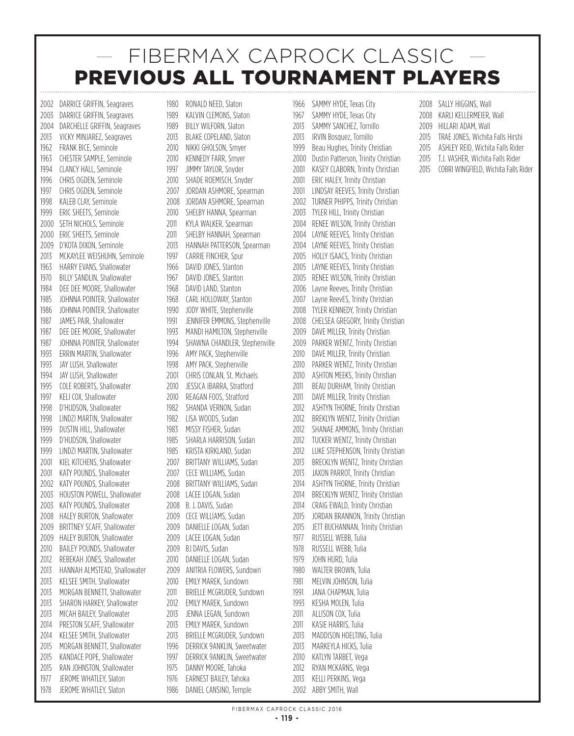# — FIBERMAX CAPROCK CLASSIC —
# PREVIOUS ALL TOURNAMENT PLAYERS

2002 DARRICE GRIFFIN, Seagraves
2003 DARRICE GRIFFIN, Seagraves
2004 DARCHELLE GRIFFIN, Seagraves
2013 VICKY MINJAREZ, Seagraves
1962 FRANK BICE, Seminole
1963 CHESTER SAMPLE, Seminole
1994 CLANCY HALL, Seminole
1996 CHRIS OGDEN, Seminole
1997 CHRIS OGDEN, Seminole
1998 KALEB CLAY, Seminole
1999 ERIC SHEETS, Seminole
2000 SETH NICHOLS, Seminole
2000 ERIC SHEETS, Seminole
2009 D'KOTA DIXON, Seminole
2013 MCKAYLEE WEISHUHN, Seminole
1963 HARRY EVANS, Shallowater
1970 BILLY SANDLIN, Shallowater
1984 DEE DEE MOORE, Shallowater
1985 JOHNNA POINTER, Shallowater
1986 JOHNNA POINTER, Shallowater
1987 JAMES PAIR, Shallowater
1987 DEE DEE MOORE, Shallowater
1987 JOHNNA POINTER, Shallowater
1993 ERRIN MARTIN, Shallowater
1993 JAY LUSH, Shallowater
1994 JAY LUSH, Shallowater
1995 COLE ROBERTS, Shallowater
1997 KELI COX, Shallowater
1998 D'HUDSON, Shallowater
1998 LINDZI MARTIN, Shallowater
1999 DUSTIN HILL, Shallowater
1999 D'HUDSON, Shallowater
1999 LINDZI MARTIN, Shallowater
2001 KIEL KITCHENS, Shallowater
2001 KATY POUNDS, Shallowater
2002 KATY POUNDS, Shallowater
2003 HOUSTON POWELL, Shallowater
2003 KATY POUNDS, Shallowater
2008 HALEY BURTON, Shallowater
2009 BRITTNEY SCAFF, Shallowater
2009 HALEY BURTON, Shallowater
2010 BAILEY POUNDS, Shallowater
2012 REBEKAH JONES, Shallowater
2013 HANNAH ALMSTEAD, Shallowater
2013 KELSEE SMITH, Shallowater
2013 MORGAN BENNETT, Shallowater
2013 SHARON HARKEY, Shallowater
2013 MICAH BAILEY, Shallowater
2014 PRESTON SCAFF, Shallowater
2014 KELSEE SMITH, Shallowater
2015 MORGAN BENNETT, Shallowater
2015 KANDACE POPE, Shallowater
2015 RAN JOHNSTON, Shallowater
1977 JEROME WHATLEY, Slaton
1978 JEROME WHATLEY, Slaton
1980 RONALD NEED, Slaton
1989 KALVIN CLEMONS, Slaton
1989 BILLY WILFORN, Slaton
2013 BLAKE COPELAND, Slaton
2010 NIKKI GHOLSON, Smyer
2010 KENNEDY FARR, Smyer
1997 JIMMY TAYLOR, Snyder
2010 SHADE ROEMISCH, Snyder
2007 JORDAN ASHMORE, Spearman
2008 JORDAN ASHMORE, Spearman
2010 SHELBY HANNA, Spearman
2011 KYLA WALKER, Spearman
2011 SHELBY HANNAH, Spearman
2013 HANNAH PATTERSON, Spearman
1997 CARRIE FINCHER, Spur
1966 DAVID JONES, Stanton
1967 DAVID JONES, Stanton
1968 DAVID LAND, Stanton
1968 CARL HOLLOWAY, Stanton
1990 JODY WHITE, Stephenville
1991 JENNIFER EMMONS, Stephenville
1993 MANDI HAMILTON, Stephenville
1994 SHAWNA CHANDLER, Stephenville
1996 AMY PACK, Stephenville
1998 AMY PACK, Stephenville
2001 CHRIS CONLAN, St. Michaels
2010 JESSICA IBARRA, Stratford
2010 REAGAN FOOS, Stratford
1982 SHANDA VERNON, Sudan
1982 LISA WOODS, Sudan
1983 MISSY FISHER, Sudan
1985 SHARLA HARRISON, Sudan
1985 KRISTA KIRKLAND, Sudan
2007 BRITTANY WILLIAMS, Sudan
2007 CECE WILLIAMS, Sudan
2008 BRITTANY WILLIAMS, Sudan
2008 LACEE LOGAN, Sudan
2008 B. J. DAVIS, Sudan
2009 CECE WILLIAMS, Sudan
2009 DANIELLE LOGAN, Sudan
2009 LACEE LOGAN, Sudan
2009 BJ DAVIS, Sudan
2010 DANIELLE LOGAN, Sudan
2009 ANITRIA FLOWERS, Sundown
2010 EMILY MAREK, Sundown
2011 BRIELLE MCGRUDER, Sundown
2012 EMILY MAREK, Sundown
2013 JENNA LEGAN, Sundown
2013 EMILY MAREK, Sundown
2013 BRIELLE MCGRUDER, Sundown
1996 DERRICK 9ANKLIN, Sweetwater
1997 DERRICK 9ANKLIN, Sweetwater
1975 DANNY MOORE, Tahoka
1976 EARNEST BAILEY, Tahoka
1986 DANIEL CANSINO, Temple
1966 SAMMY HYDE, Texas City
1967 SAMMY HYDE, Texas City
2013 SAMMY SANCHEZ, Tornillo
2013 IRVIN Bosquez, Tornillo
1999 Beau Hughes, Trinity Christian
2000 Dustin Patterson, Trinity Christian
2001 KASEY CLABORN, Trinity Christian
2001 ERIC HALEY, Trinity Christian
2001 LINDSAY REEVES, Trinity Christian
2002 TURNER PHIPPS, Trinity Christian
2003 TYLER HILL, Trinity Christian
2004 RENEE WILSON, Trinity Christian
2004 LAYNE REEVES, Trinity Christian
2004 LAYNE REEVES, Trinity Christian
2005 HOLLY ISAACS, Trinity Christian
2005 LAYNE REEVES, Trinity Christian
2005 RENEE WILSON, Trinity Christian
2006 Layne Reeves, Trinity Christian
2007 Layne ReevES, Trinity Christian
2008 TYLER KENNEDY, Trinity Christian
2008 CHELSEA GREGORY, Trinity Christian
2009 DAVE MILLER, Trinity Christian
2009 PARKER WENTZ, Trinity Christian
2010 DAVE MILLER, Trinity Christian
2010 PARKER WENTZ, Trinity Christian
2010 ASHTON MEEKS, Trinity Christian
2011 BEAU DURHAM, Trinity Christian
2011 DAVE MILLER, Trinity Christian
2012 ASHTYN THORNE, Trinity Christian
2012 BREKLYN WENTZ, Trinity Christian
2012 SHANAE AMMONS, Trinity Christian
2012 TUCKER WENTZ, Trinity Christian
2012 LUKE STEPHENSON, Trinity Christian
2013 BRECKLYN WENTZ, Trinity Christian
2013 JAXON PARROT, Trinity Christian
2014 ASHTYN THORNE, Trinity Christian
2014 BRECKLYN WENTZ, Trinity Christian
2014 CRAIG EWALD, Trinity Christian
2015 JORDAN BRANNON, Trinity Christian
2015 JETT BUCHANNAN, Trinity Christian
1977 RUSSELL WEBB, Tulia
1978 RUSSELL WEBB, Tulia
1979 JOHN HURD, Tulia
1980 WALTER BROWN, Tulia
1981 MELVIN JOHNSON, Tulia
1991 JANA CHAPMAN, Tulia
1993 KESHA MOLEN, Tulia
2011 ALLISON COX, Tulia
2011 KASIE HARRIS, Tulia
2013 MADDISON HOELTING, Tulia
2013 MARKEYLA HICKS, Tulia
2010 KATLYN TARBET, Vega
2012 RYAN MCKARNS, Vega
2013 KELLI PERKINS, Vega
2002 ABBY SMITH, Wall
2008 SALLY HIGGINS, Wall
2008 KARLI KELLERMEIER, Wall
2009 HILLARI ADAM, Wall
2015 TRAE JONES, Wichita Falls Hirshi
2015 ASHLEY REID, Wichita Falls Rider
2015 T.J. VASHER, Wichita Falls Rider
2015 COBRI WINGFIELD, Wichita Falls Rider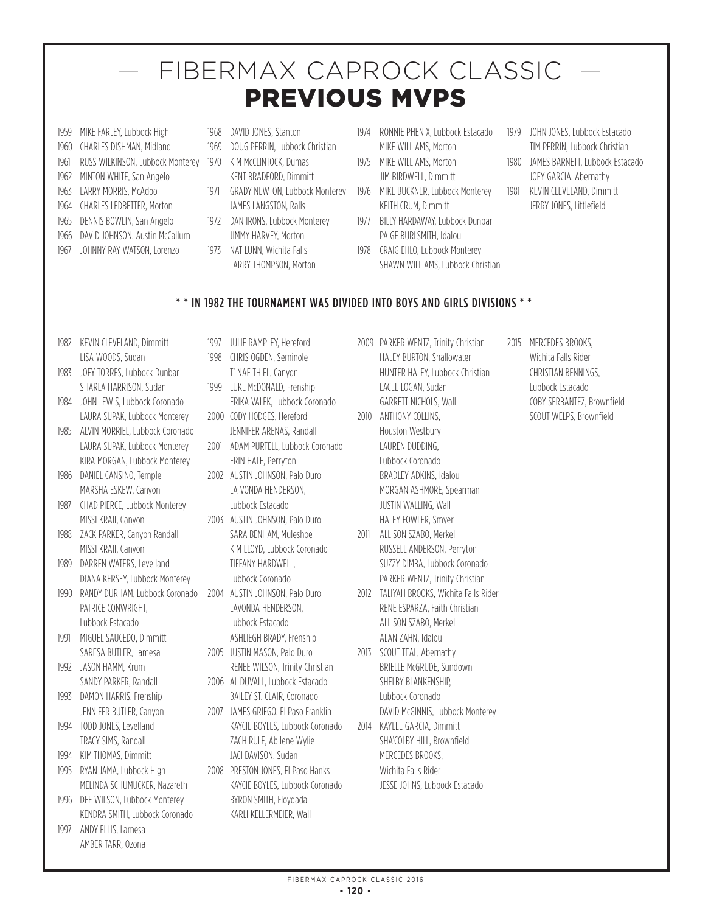# FIBERMAX CAPROCK CLASSIC

# PREVIOUS MVPS

1959 MIKE FARLEY, Lubbock High
1960 CHARLES DISHMAN, Midland
1961 RUSS WILKINSON, Lubbock Monterey
1962 MINTON WHITE, San Angelo
1963 LARRY MORRIS, McAdoo
1964 CHARLES LEDBETTER, Morton
1965 DENNIS BOWLIN, San Angelo
1966 DAVID JOHNSON, Austin McCallum
1967 JOHNNY RAY WATSON, Lorenzo
1968 DAVID JONES, Stanton
1969 DOUG PERRIN, Lubbock Christian
1970 KIM McCLINTOCK, Dumas
KENT BRADFORD, Dimmitt
1971 GRADY NEWTON, Lubbock Monterey
JAMES LANGSTON, Ralls
1972 DAN IRONS, Lubbock Monterey
JIMMY HARVEY, Morton
1973 NAT LUNN, Wichita Falls
LARRY THOMPSON, Morton
1974 RONNIE PHENIX, Lubbock Estacado
MIKE WILLIAMS, Morton
1975 MIKE WILLIAMS, Morton
JIM BIRDWELL, Dimmitt
1976 MIKE BUCKNER, Lubbock Monterey
KEITH CRUM, Dimmitt
1977 BILLY HARDAWAY, Lubbock Dunbar
PAIGE BURLSMITH, Idalou
1978 CRAIG EHLO, Lubbock Monterey
SHAWN WILLIAMS, Lubbock Christian
1979 JOHN JONES, Lubbock Estacado
TIM PERRIN, Lubbock Christian
1980 JAMES BARNETT, Lubbock Estacado
JOEY GARCIA, Abernathy
1981 KEVIN CLEVELAND, Dimmitt
JERRY JONES, Littlefield

**\* \* IN 1982 THE TOURNAMENT WAS DIVIDED INTO BOYS AND GIRLS DIVISIONS \* \***

1982 KEVIN CLEVELAND, Dimmitt
LISA WOODS, Sudan
1983 JOEY TORRES, Lubbock Dunbar
SHARLA HARRISON, Sudan
1984 JOHN LEWIS, Lubbock Coronado
LAURA SUPAK, Lubbock Monterey
1985 ALVIN MORRIEL, Lubbock Coronado
LAURA SUPAK, Lubbock Monterey
KIRA MORGAN, Lubbock Monterey
1986 DANIEL CANSINO, Temple
MARSHA ESKEW, Canyon
1987 CHAD PIERCE, Lubbock Monterey
MISSI KRAII, Canyon
1988 ZACK PARKER, Canyon Randall
MISSI KRAII, Canyon
1989 DARREN WATERS, Levelland
DIANA KERSEY, Lubbock Monterey
1990 RANDY DURHAM, Lubbock Coronado
PATRICE CONWRIGHT, Lubbock Estacado
1991 MIGUEL SAUCEDO, Dimmitt
SARESA BUTLER, Lamesa
1992 JASON HAMM, Krum
SANDY PARKER, Randall
1993 DAMON HARRIS, Frenship
JENNIFER BUTLER, Canyon
1994 TODD JONES, Levelland
TRACY SIMS, Randall
1994 KIM THOMAS, Dimmitt
1995 RYAN JAMA, Lubbock High
MELINDA SCHUMUCKER, Nazareth
1996 DEE WILSON, Lubbock Monterey
KENDRA SMITH, Lubbock Coronado
1997 ANDY ELLIS, Lamesa
AMBER TARR, Ozona
1997 JULIE RAMPLEY, Hereford
1998 CHRIS OGDEN, Seminole
T' NAE THIEL, Canyon
1999 LUKE McDONALD, Frenship
ERIKA VALEK, Lubbock Coronado
2000 CODY HODGES, Hereford
JENNIFER ARENAS, Randall
2001 ADAM PURTELL, Lubbock Coronado
ERIN HALE, Perryton
2002 AUSTIN JOHNSON, Palo Duro
LA VONDA HENDERSON, Lubbock Estacado
2003 AUSTIN JOHNSON, Palo Duro
SARA BENHAM, Muleshoe
KIM LLOYD, Lubbock Coronado
TIFFANY HARDWELL, Lubbock Coronado
2004 AUSTIN JOHNSON, Palo Duro
LAVONDA HENDERSON, Lubbock Estacado
ASHLIEGH BRADY, Frenship
2005 JUSTIN MASON, Palo Duro
RENEE WILSON, Trinity Christian
2006 AL DUVALL, Lubbock Estacado
BAILEY ST. CLAIR, Coronado
2007 JAMES GRIEGO, El Paso Franklin
KAYCIE BOYLES, Lubbock Coronado
ZACH RULE, Abilene Wylie
JACI DAVISON, Sudan
2008 PRESTON JONES, El Paso Hanks
KAYCIE BOYLES, Lubbock Coronado
BYRON SMITH, Floydada
KARLI KELLERMEIER, Wall
2009 PARKER WENTZ, Trinity Christian
HALEY BURTON, Shallowater
HUNTER HALEY, Lubbock Christian
LACEE LOGAN, Sudan
GARRETT NICHOLS, Wall
2010 ANTHONY COLLINS, Houston Westbury
LAUREN DUDDING, Lubbock Coronado
BRADLEY ADKINS, Idalou
MORGAN ASHMORE, Spearman
JUSTIN WALLING, Wall
HALEY FOWLER, Smyer
2011 ALLISON SZABO, Merkel
RUSSELL ANDERSON, Perryton
SUZZY DIMBA, Lubbock Coronado
PARKER WENTZ, Trinity Christian
2012 TALIYAH BROOKS, Wichita Falls Rider
RENE ESPARZA, Faith Christian
ALLISON SZABO, Merkel
ALAN ZAHN, Idalou
2013 SCOUT TEAL, Abernathy
BRIELLE McGRUDE, Sundown
SHELBY BLANKENSHIP, Lubbock Coronado
DAVID McGINNIS, Lubbock Monterey
2014 KAYLEE GARCIA, Dimmitt
SHA'COLBY HILL, Brownfield
MERCEDES BROOKS, Wichita Falls Rider
JESSE JOHNS, Lubbock Estacado
2015 MERCEDES BROOKS, Wichita Falls Rider
CHRISTIAN BENNINGS, Lubbock Estacado
COBY SERBANTEZ, Brownfield
SCOUT WELPS, Brownfield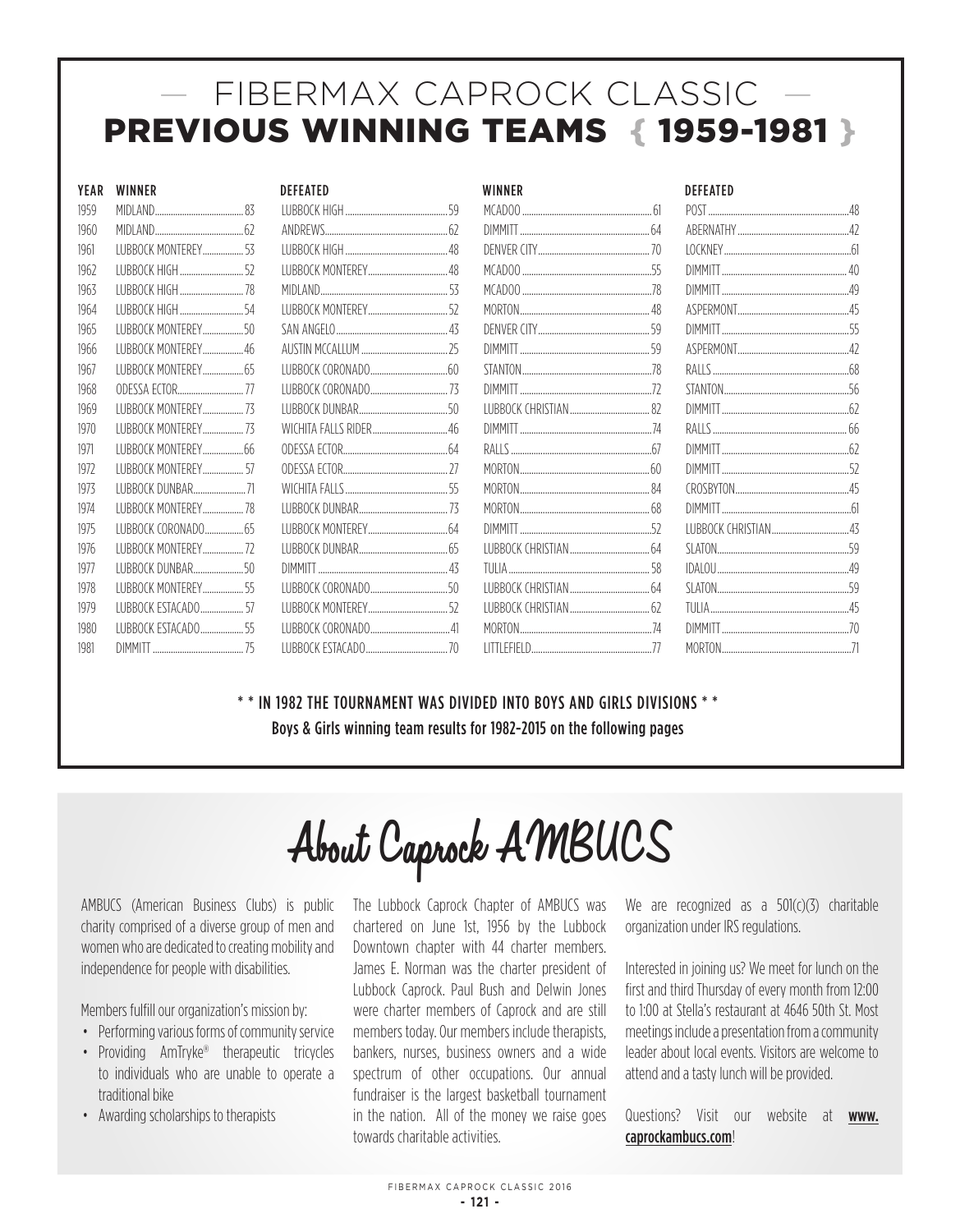# — FIBERMAX CAPROCK CLASSIC —

## PREVIOUS WINNING TEAMS { 1959-1981 }

| YEAR | WINNER | DEFEATED | WINNER | DEFEATED |
|---|---|---|---|---|
| 1959 | MIDLAND 83 | LUBBOCK HIGH 59 | MCADOO 61 | POST 48 |
| 1960 | MIDLAND 62 | ANDREWS 62 | DIMMITT 64 | ABERNATHY 42 |
| 1961 | LUBBOCK MONTEREY 53 | LUBBOCK HIGH 48 | DENVER CITY 70 | LOCKNEY 61 |
| 1962 | LUBBOCK HIGH 52 | LUBBOCK MONTEREY 48 | MCADOO 55 | DIMMITT 40 |
| 1963 | LUBBOCK HIGH 78 | MIDLAND 53 | MCADOO 78 | DIMMITT 49 |
| 1964 | LUBBOCK HIGH 54 | LUBBOCK MONTEREY 52 | MORTON 48 | ASPERMONT 45 |
| 1965 | LUBBOCK MONTEREY 50 | SAN ANGELO 43 | DENVER CITY 59 | DIMMITT 55 |
| 1966 | LUBBOCK MONTEREY 46 | AUSTIN MCCALLUM 25 | DIMMITT 59 | ASPERMONT 42 |
| 1967 | LUBBOCK MONTEREY 65 | LUBBOCK CORONADO 60 | STANTON 78 | RALLS 68 |
| 1968 | ODESSA ECTOR 77 | LUBBOCK CORONADO 73 | DIMMITT 72 | STANTON 56 |
| 1969 | LUBBOCK MONTEREY 73 | LUBBOCK DUNBAR 50 | LUBBOCK CHRISTIAN 82 | DIMMITT 62 |
| 1970 | LUBBOCK MONTEREY 73 | WICHITA FALLS RIDER 46 | DIMMITT 74 | RALLS 66 |
| 1971 | LUBBOCK MONTEREY 66 | ODESSA ECTOR 64 | RALLS 67 | DIMMITT 62 |
| 1972 | LUBBOCK MONTEREY 57 | ODESSA ECTOR 27 | MORTON 60 | DIMMITT 52 |
| 1973 | LUBBOCK DUNBAR 71 | WICHITA FALLS 55 | MORTON 84 | CROSBYTON 45 |
| 1974 | LUBBOCK MONTEREY 78 | LUBBOCK DUNBAR 73 | MORTON 68 | DIMMITT 61 |
| 1975 | LUBBOCK CORONADO 65 | LUBBOCK MONTEREY 64 | DIMMITT 52 | LUBBOCK CHRISTIAN 43 |
| 1976 | LUBBOCK MONTEREY 72 | LUBBOCK DUNBAR 65 | LUBBOCK CHRISTIAN 64 | SLATON 59 |
| 1977 | LUBBOCK DUNBAR 50 | DIMMITT 43 | TULIA 58 | IDALOU 49 |
| 1978 | LUBBOCK MONTEREY 55 | LUBBOCK CORONADO 50 | LUBBOCK CHRISTIAN 64 | SLATON 59 |
| 1979 | LUBBOCK ESTACADO 57 | LUBBOCK MONTEREY 52 | LUBBOCK CHRISTIAN 62 | TULIA 45 |
| 1980 | LUBBOCK ESTACADO 55 | LUBBOCK CORONADO 41 | MORTON 74 | DIMMITT 70 |
| 1981 | DIMMITT 75 | LUBBOCK ESTACADO 70 | LITTLEFIELD 77 | MORTON 71 |

* * IN 1982 THE TOURNAMENT WAS DIVIDED INTO BOYS AND GIRLS DIVISIONS * *

Boys & Girls winning team results for 1982-2015 on the following pages

# About Caprock AMBUCS

AMBUCS (American Business Clubs) is public charity comprised of a diverse group of men and women who are dedicated to creating mobility and independence for people with disabilities.

Members fulfill our organization's mission by:

- Performing various forms of community service
- Providing AmTryke® therapeutic tricycles to individuals who are unable to operate a traditional bike
- Awarding scholarships to therapists

The Lubbock Caprock Chapter of AMBUCS was chartered on June 1st, 1956 by the Lubbock Downtown chapter with 44 charter members. James E. Norman was the charter president of Lubbock Caprock. Paul Bush and Delwin Jones were charter members of Caprock and are still members today. Our members include therapists, bankers, nurses, business owners and a wide spectrum of other occupations. Our annual fundraiser is the largest basketball tournament in the nation. All of the money we raise goes towards charitable activities.

We are recognized as a 501(c)(3) charitable organization under IRS regulations.

Interested in joining us? We meet for lunch on the first and third Thursday of every month from 12:00 to 1:00 at Stella's restaurant at 4646 50th St. Most meetings include a presentation from a community leader about local events. Visitors are welcome to attend and a tasty lunch will be provided.

Questions? Visit our website at **www.caprockambucs.com**!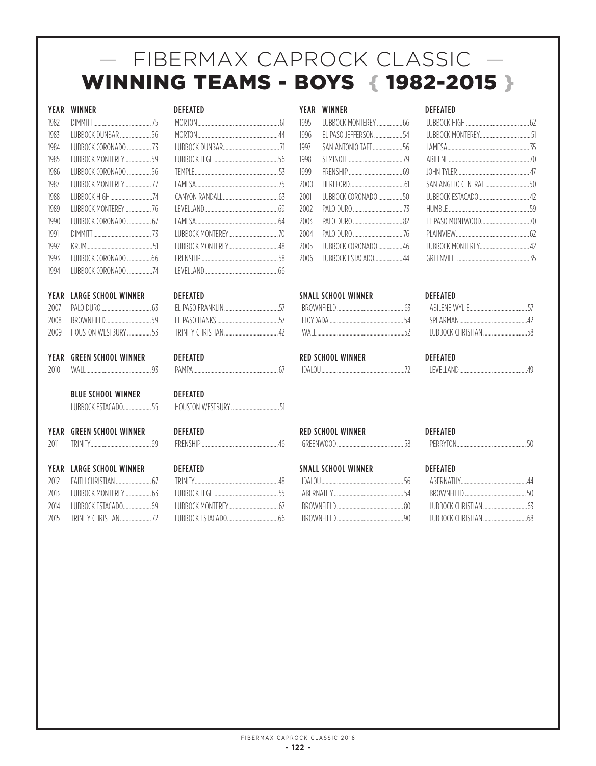# FIBERMAX CAPROCK CLASSIC

## WINNING TEAMS - BOYS { 1982-2015 }

| YEAR | WINNER | DEFEATED |
|---|---|---|
| 1982 | DIMMITT 75 | MORTON 61 |
| 1983 | LUBBOCK DUNBAR 56 | MORTON 44 |
| 1984 | LUBBOCK CORONADO 73 | LUBBOCK DUNBAR 71 |
| 1985 | LUBBOCK MONTEREY 59 | LUBBOCK HIGH 56 |
| 1986 | LUBBOCK CORONADO 56 | TEMPLE 53 |
| 1987 | LUBBOCK MONTEREY 77 | LAMESA 75 |
| 1988 | LUBBOCK HIGH 74 | CANYON RANDALL 63 |
| 1989 | LUBBOCK MONTEREY 76 | LEVELLAND 69 |
| 1990 | LUBBOCK CORONADO 67 | LAMESA 64 |
| 1991 | DIMMITT 73 | LUBBOCK MONTEREY 70 |
| 1992 | KRUM 51 | LUBBOCK MONTEREY 48 |
| 1993 | LUBBOCK CORONADO 66 | FRENSHIP 58 |
| 1994 | LUBBOCK CORONADO 74 | LEVELLAND 66 |
| 1995 | LUBBOCK MONTEREY 66 | LUBBOCK HIGH 62 |
| 1996 | EL PASO JEFFERSON 54 | LUBBOCK MONTEREY 51 |
| 1997 | SAN ANTONIO TAFT 56 | LAMESA 35 |
| 1998 | SEMINOLE 79 | ABILENE 70 |
| 1999 | FRENSHIP 69 | JOHN TYLER 47 |
| 2000 | HEREFORD 61 | SAN ANGELO CENTRAL 50 |
| 2001 | LUBBOCK CORONADO 50 | LUBBOCK ESTACADO 42 |
| 2002 | PALO DURO 73 | HUMBLE 59 |
| 2003 | PALO DURO 82 | EL PASO MONTWOOD 70 |
| 2004 | PALO DURO 76 | PLAINVIEW 62 |
| 2005 | LUBBOCK CORONADO 46 | LUBBOCK MONTEREY 42 |
| 2006 | LUBBOCK ESTACADO 44 | GREENVILLE 35 |

| YEAR | LARGE SCHOOL WINNER | DEFEATED | SMALL SCHOOL WINNER | DEFEATED |
|---|---|---|---|---|
| 2007 | PALO DURO 63 | EL PASO FRANKLIN 57 | BROWNFIELD 63 | ABILENE WYLIE 57 |
| 2008 | BROWNFIELD 59 | EL PASO HANKS 57 | FLOYDADA 54 | SPEARMAN 42 |
| 2009 | HOUSTON WESTBURY 53 | TRINITY CHRISTIAN 42 | WALL 52 | LUBBOCK CHRISTIAN 58 |

| YEAR | GREEN SCHOOL WINNER | DEFEATED | RED SCHOOL WINNER | DEFEATED |
|---|---|---|---|---|
| 2010 | WALL 93 | PAMPA 67 | IDALOU 72 | LEVELLAND 49 |

| | BLUE SCHOOL WINNER | DEFEATED |
|---|---|---|
| | LUBBOCK ESTACADO 55 | HOUSTON WESTBURY 51 |

| YEAR | GREEN SCHOOL WINNER | DEFEATED | RED SCHOOL WINNER | DEFEATED |
|---|---|---|---|---|
| 2011 | TRINITY 69 | FRENSHIP 46 | GREENWOOD 58 | PERRYTON 50 |

| YEAR | LARGE SCHOOL WINNER | DEFEATED | SMALL SCHOOL WINNER | DEFEATED |
|---|---|---|---|---|
| 2012 | FAITH CHRISTIAN 67 | TRINITY 48 | IDALOU 56 | ABERNATHY 44 |
| 2013 | LUBBOCK MONTEREY 63 | LUBBOCK HIGH 55 | ABERNATHY 54 | BROWNFIELD 50 |
| 2014 | LUBBOCK ESTACADO 69 | LUBBOCK MONTEREY 67 | BROWNFIELD 80 | LUBBOCK CHRISTIAN 63 |
| 2015 | TRINITY CHRISTIAN 72 | LUBBOCK ESTACADO 66 | BROWNFIELD 90 | LUBBOCK CHRISTIAN 68 |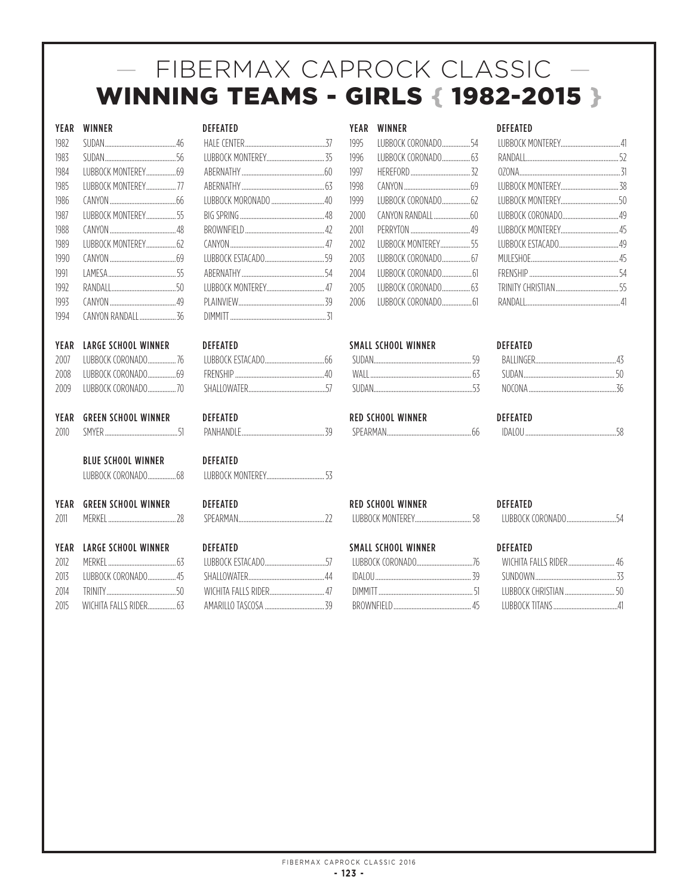# — FIBERMAX CAPROCK CLASSIC —
## WINNING TEAMS - GIRLS { 1982-2015 }

| YEAR | WINNER | DEFEATED |
|---|---|---|
| 1982 | SUDAN....46 | HALE CENTER....37 |
| 1983 | SUDAN....56 | LUBBOCK MONTEREY....35 |
| 1984 | LUBBOCK MONTEREY....69 | ABERNATHY....60 |
| 1985 | LUBBOCK MONTEREY....77 | ABERNATHY....63 |
| 1986 | CANYON....66 | LUBBOCK MORONADO....40 |
| 1987 | LUBBOCK MONTEREY....55 | BIG SPRING....48 |
| 1988 | CANYON....48 | BROWNFIELD....42 |
| 1989 | LUBBOCK MONTEREY....62 | CANYON....47 |
| 1990 | CANYON....69 | LUBBOCK ESTACADO....59 |
| 1991 | LAMESA....55 | ABERNATHY....54 |
| 1992 | RANDALL....50 | LUBBOCK MONTEREY....47 |
| 1993 | CANYON....49 | PLAINVIEW....39 |
| 1994 | CANYON RANDALL....36 | DIMMITT....31 |
| 1995 | LUBBOCK CORONADO....54 | LUBBOCK MONTEREY....41 |
| 1996 | LUBBOCK CORONADO....63 | RANDALL....52 |
| 1997 | HEREFORD....32 | OZONA....31 |
| 1998 | CANYON....69 | LUBBOCK MONTEREY....38 |
| 1999 | LUBBOCK CORONADO....62 | LUBBOCK MONTEREY....50 |
| 2000 | CANYON RANDALL....60 | LUBBOCK CORONADO....49 |
| 2001 | PERRYTON....49 | LUBBOCK MONTEREY....45 |
| 2002 | LUBBOCK MONTEREY....55 | LUBBOCK ESTACADO....49 |
| 2003 | LUBBOCK CORONADO....67 | MULESHOE....45 |
| 2004 | LUBBOCK CORONADO....61 | FRENSHIP....54 |
| 2005 | LUBBOCK CORONADO....63 | TRINITY CHRISTIAN....55 |
| 2006 | LUBBOCK CORONADO....61 | RANDALL....41 |

| YEAR | LARGE SCHOOL WINNER | DEFEATED | SMALL SCHOOL WINNER | DEFEATED |
|---|---|---|---|---|
| 2007 | LUBBOCK CORONADO....76 | LUBBOCK ESTACADO....66 | SUDAN....59 | BALLINGER....43 |
| 2008 | LUBBOCK CORONADO....69 | FRENSHIP....40 | WALL....63 | SUDAN....50 |
| 2009 | LUBBOCK CORONADO....70 | SHALLOWATER....57 | SUDAN....53 | NOCONA....36 |

| YEAR | GREEN SCHOOL WINNER | DEFEATED | RED SCHOOL WINNER | DEFEATED |
|---|---|---|---|---|
| 2010 | SMYER....51 | PANHANDLE....39 | SPEARMAN....66 | IDALOU....58 |

| BLUE SCHOOL WINNER | DEFEATED |
|---|---|
| LUBBOCK CORONADO....68 | LUBBOCK MONTEREY....53 |

| YEAR | GREEN SCHOOL WINNER | DEFEATED | RED SCHOOL WINNER | DEFEATED |
|---|---|---|---|---|
| 2011 | MERKEL....28 | SPEARMAN....22 | LUBBOCK MONTEREY....58 | LUBBOCK CORONADO....54 |

| YEAR | LARGE SCHOOL WINNER | DEFEATED | SMALL SCHOOL WINNER | DEFEATED |
|---|---|---|---|---|
| 2012 | MERKEL....63 | LUBBOCK ESTACADO....57 | LUBBOCK CORONADO....76 | WICHITA FALLS RIDER....46 |
| 2013 | LUBBOCK CORONADO....45 | SHALLOWATER....44 | IDALOU....39 | SUNDOWN....33 |
| 2014 | TRINITY....50 | WICHITA FALLS RIDER....47 | DIMMITT....51 | LUBBOCK CHRISTIAN....50 |
| 2015 | WICHITA FALLS RIDER....63 | AMARILLO TASCOSA....39 | BROWNFIELD....45 | LUBBOCK TITANS....41 |